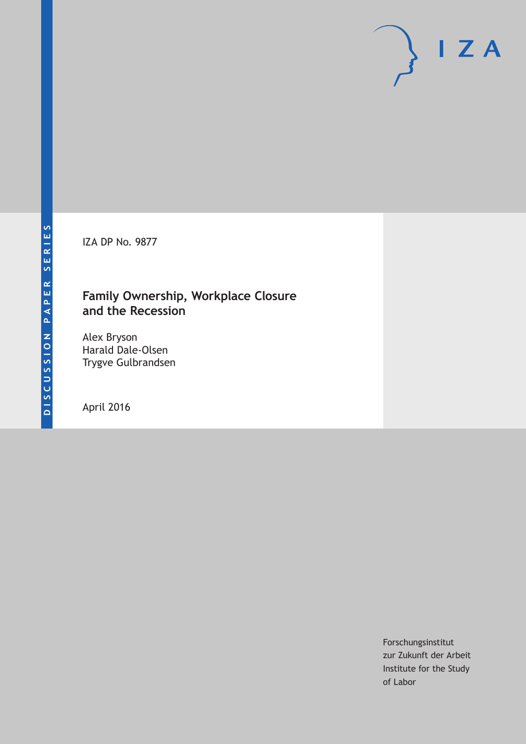DISCUSSION PAPER SERIES

IZA DP No. 9877

# Family Ownership, Workplace Closure and the Recession

Alex Bryson
Harald Dale-Olsen
Trygve Gulbrandsen

April 2016

Forschungsinstitut
zur Zukunft der Arbeit
Institute for the Study
of Labor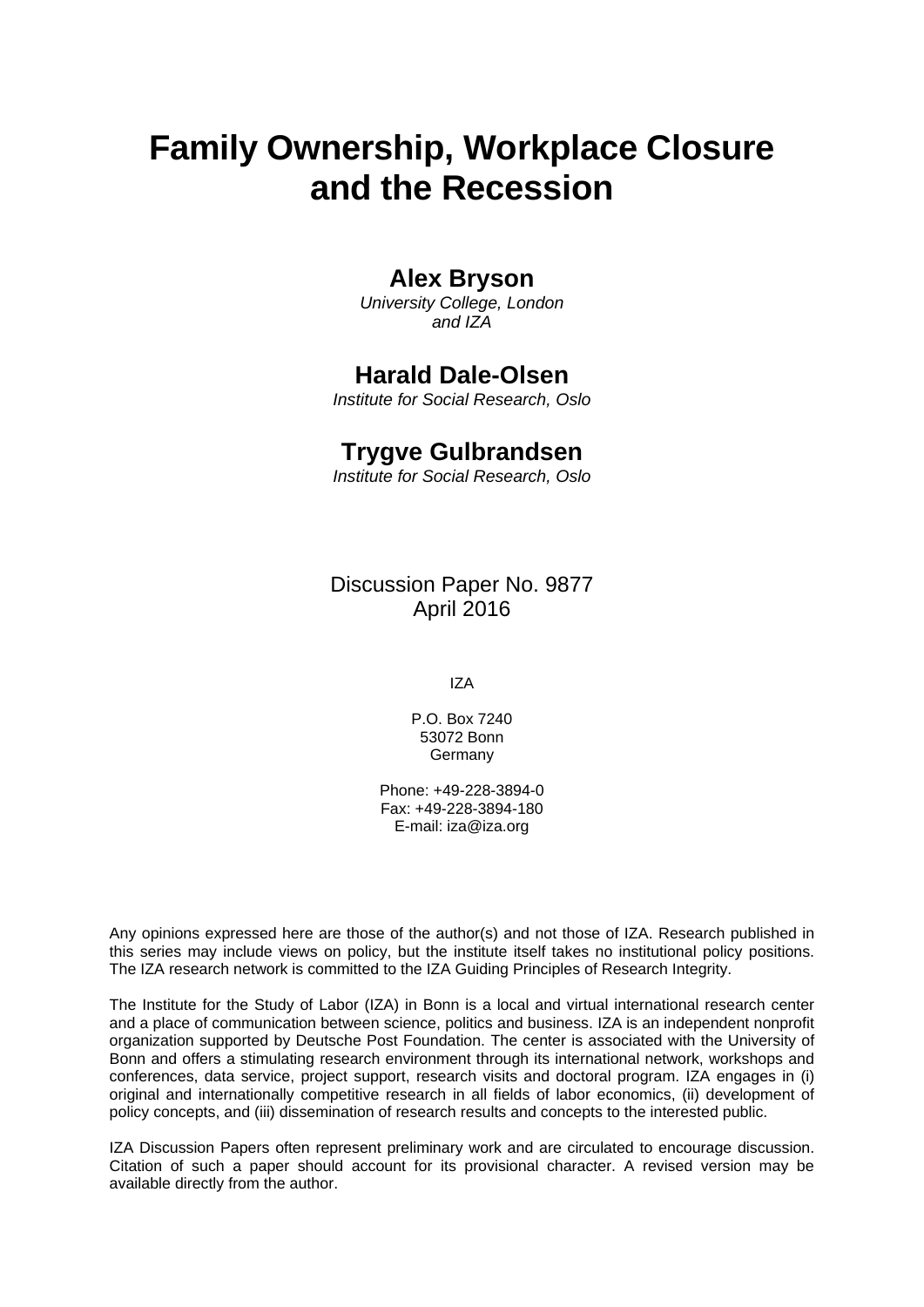# Family Ownership, Workplace Closure and the Recession

**Alex Bryson**

*University College, London and IZA*

**Harald Dale-Olsen**

*Institute for Social Research, Oslo*

**Trygve Gulbrandsen**

*Institute for Social Research, Oslo*

Discussion Paper No. 9877
April 2016

IZA

P.O. Box 7240
53072 Bonn
Germany

Phone: +49-228-3894-0
Fax: +49-228-3894-180
E-mail: iza@iza.org

Any opinions expressed here are those of the author(s) and not those of IZA. Research published in this series may include views on policy, but the institute itself takes no institutional policy positions. The IZA research network is committed to the IZA Guiding Principles of Research Integrity.

The Institute for the Study of Labor (IZA) in Bonn is a local and virtual international research center and a place of communication between science, politics and business. IZA is an independent nonprofit organization supported by Deutsche Post Foundation. The center is associated with the University of Bonn and offers a stimulating research environment through its international network, workshops and conferences, data service, project support, research visits and doctoral program. IZA engages in (i) original and internationally competitive research in all fields of labor economics, (ii) development of policy concepts, and (iii) dissemination of research results and concepts to the interested public.

IZA Discussion Papers often represent preliminary work and are circulated to encourage discussion. Citation of such a paper should account for its provisional character. A revised version may be available directly from the author.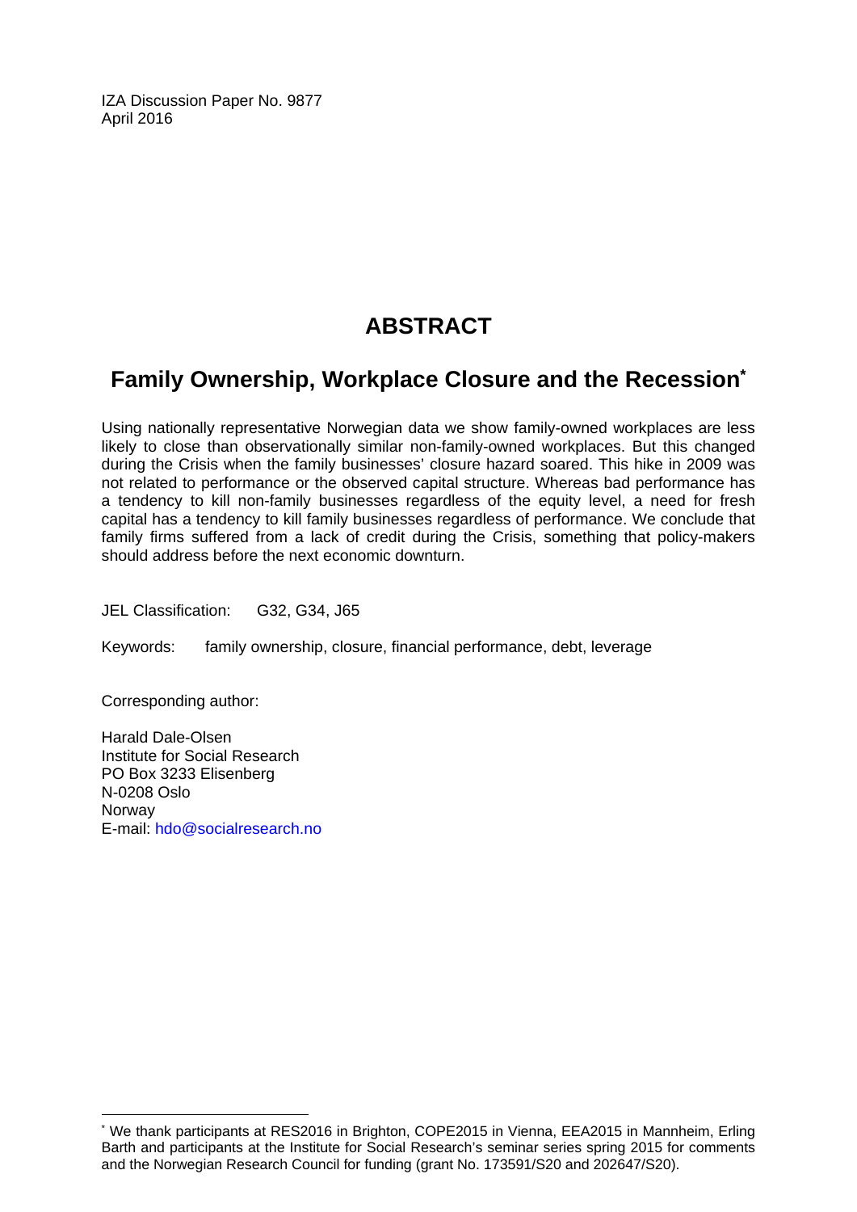IZA Discussion Paper No. 9877
April 2016

# ABSTRACT

## Family Ownership, Workplace Closure and the Recession[*]

Using nationally representative Norwegian data we show family-owned workplaces are less likely to close than observationally similar non-family-owned workplaces. But this changed during the Crisis when the family businesses' closure hazard soared. This hike in 2009 was not related to performance or the observed capital structure. Whereas bad performance has a tendency to kill non-family businesses regardless of the equity level, a need for fresh capital has a tendency to kill family businesses regardless of performance. We conclude that family firms suffered from a lack of credit during the Crisis, something that policy-makers should address before the next economic downturn.

JEL Classification: G32, G34, J65

Keywords: family ownership, closure, financial performance, debt, leverage

Corresponding author:

Harald Dale-Olsen
Institute for Social Research
PO Box 3233 Elisenberg
N-0208 Oslo
Norway
E-mail: hdo@socialresearch.no

[*] We thank participants at RES2016 in Brighton, COPE2015 in Vienna, EEA2015 in Mannheim, Erling Barth and participants at the Institute for Social Research's seminar series spring 2015 for comments and the Norwegian Research Council for funding (grant No. 173591/S20 and 202647/S20).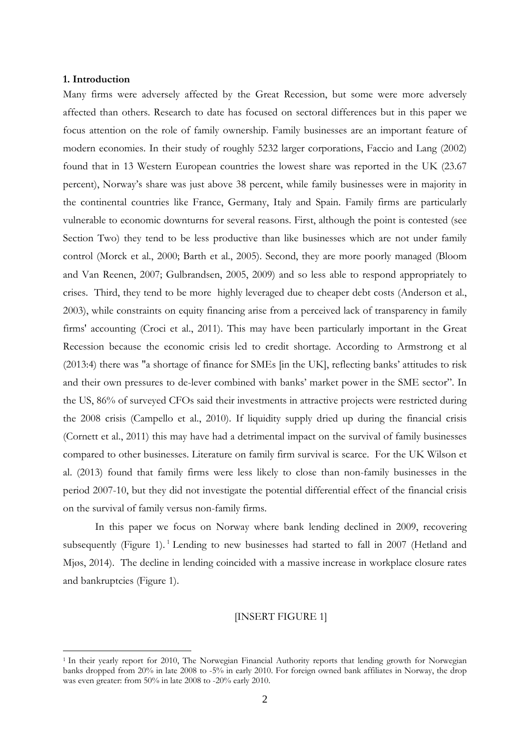### 1. Introduction

Many firms were adversely affected by the Great Recession, but some were more adversely affected than others. Research to date has focused on sectoral differences but in this paper we focus attention on the role of family ownership. Family businesses are an important feature of modern economies. In their study of roughly 5232 larger corporations, Faccio and Lang (2002) found that in 13 Western European countries the lowest share was reported in the UK (23.67 percent), Norway's share was just above 38 percent, while family businesses were in majority in the continental countries like France, Germany, Italy and Spain. Family firms are particularly vulnerable to economic downturns for several reasons. First, although the point is contested (see Section Two) they tend to be less productive than like businesses which are not under family control (Morck et al., 2000; Barth et al., 2005). Second, they are more poorly managed (Bloom and Van Reenen, 2007; Gulbrandsen, 2005, 2009) and so less able to respond appropriately to crises. Third, they tend to be more highly leveraged due to cheaper debt costs (Anderson et al., 2003), while constraints on equity financing arise from a perceived lack of transparency in family firms' accounting (Croci et al., 2011). This may have been particularly important in the Great Recession because the economic crisis led to credit shortage. According to Armstrong et al (2013:4) there was "a shortage of finance for SMEs [in the UK], reflecting banks' attitudes to risk and their own pressures to de-lever combined with banks' market power in the SME sector". In the US, 86% of surveyed CFOs said their investments in attractive projects were restricted during the 2008 crisis (Campello et al., 2010). If liquidity supply dried up during the financial crisis (Cornett et al., 2011) this may have had a detrimental impact on the survival of family businesses compared to other businesses. Literature on family firm survival is scarce. For the UK Wilson et al. (2013) found that family firms were less likely to close than non-family businesses in the period 2007-10, but they did not investigate the potential differential effect of the financial crisis on the survival of family versus non-family firms.

In this paper we focus on Norway where bank lending declined in 2009, recovering subsequently (Figure 1).[1] Lending to new businesses had started to fall in 2007 (Hetland and Mjøs, 2014). The decline in lending coincided with a massive increase in workplace closure rates and bankruptcies (Figure 1).

[INSERT FIGURE 1]

[1] In their yearly report for 2010, The Norwegian Financial Authority reports that lending growth for Norwegian banks dropped from 20% in late 2008 to -5% in early 2010. For foreign owned bank affiliates in Norway, the drop was even greater: from 50% in late 2008 to -20% early 2010.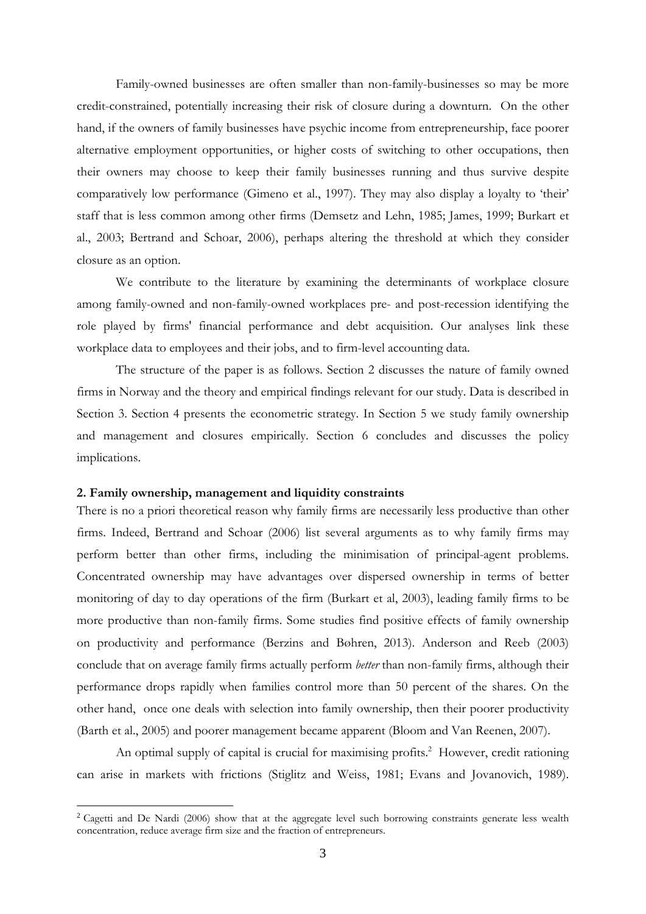Family-owned businesses are often smaller than non-family-businesses so may be more credit-constrained, potentially increasing their risk of closure during a downturn. On the other hand, if the owners of family businesses have psychic income from entrepreneurship, face poorer alternative employment opportunities, or higher costs of switching to other occupations, then their owners may choose to keep their family businesses running and thus survive despite comparatively low performance (Gimeno et al., 1997). They may also display a loyalty to 'their' staff that is less common among other firms (Demsetz and Lehn, 1985; James, 1999; Burkart et al., 2003; Bertrand and Schoar, 2006), perhaps altering the threshold at which they consider closure as an option.

We contribute to the literature by examining the determinants of workplace closure among family-owned and non-family-owned workplaces pre- and post-recession identifying the role played by firms' financial performance and debt acquisition. Our analyses link these workplace data to employees and their jobs, and to firm-level accounting data.

The structure of the paper is as follows. Section 2 discusses the nature of family owned firms in Norway and the theory and empirical findings relevant for our study. Data is described in Section 3. Section 4 presents the econometric strategy. In Section 5 we study family ownership and management and closures empirically. Section 6 concludes and discusses the policy implications.

## 2. Family ownership, management and liquidity constraints

There is no a priori theoretical reason why family firms are necessarily less productive than other firms. Indeed, Bertrand and Schoar (2006) list several arguments as to why family firms may perform better than other firms, including the minimisation of principal-agent problems. Concentrated ownership may have advantages over dispersed ownership in terms of better monitoring of day to day operations of the firm (Burkart et al, 2003), leading family firms to be more productive than non-family firms. Some studies find positive effects of family ownership on productivity and performance (Berzins and Bøhren, 2013). Anderson and Reeb (2003) conclude that on average family firms actually perform *better* than non-family firms, although their performance drops rapidly when families control more than 50 percent of the shares. On the other hand, once one deals with selection into family ownership, then their poorer productivity (Barth et al., 2005) and poorer management became apparent (Bloom and Van Reenen, 2007).

An optimal supply of capital is crucial for maximising profits.[2] However, credit rationing can arise in markets with frictions (Stiglitz and Weiss, 1981; Evans and Jovanovich, 1989).

[2] Cagetti and De Nardi (2006) show that at the aggregate level such borrowing constraints generate less wealth concentration, reduce average firm size and the fraction of entrepreneurs.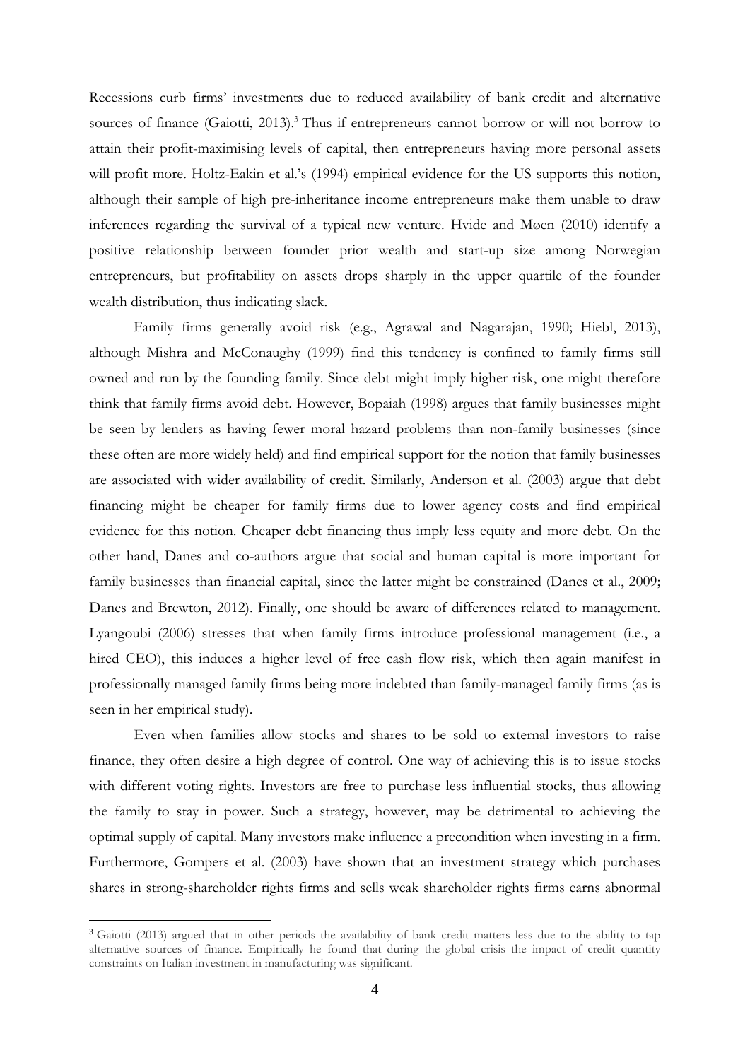Recessions curb firms' investments due to reduced availability of bank credit and alternative sources of finance (Gaiotti, 2013).[3] Thus if entrepreneurs cannot borrow or will not borrow to attain their profit-maximising levels of capital, then entrepreneurs having more personal assets will profit more. Holtz-Eakin et al.'s (1994) empirical evidence for the US supports this notion, although their sample of high pre-inheritance income entrepreneurs make them unable to draw inferences regarding the survival of a typical new venture. Hvide and Møen (2010) identify a positive relationship between founder prior wealth and start-up size among Norwegian entrepreneurs, but profitability on assets drops sharply in the upper quartile of the founder wealth distribution, thus indicating slack.

Family firms generally avoid risk (e.g., Agrawal and Nagarajan, 1990; Hiebl, 2013), although Mishra and McConaughy (1999) find this tendency is confined to family firms still owned and run by the founding family. Since debt might imply higher risk, one might therefore think that family firms avoid debt. However, Bopaiah (1998) argues that family businesses might be seen by lenders as having fewer moral hazard problems than non-family businesses (since these often are more widely held) and find empirical support for the notion that family businesses are associated with wider availability of credit. Similarly, Anderson et al. (2003) argue that debt financing might be cheaper for family firms due to lower agency costs and find empirical evidence for this notion. Cheaper debt financing thus imply less equity and more debt. On the other hand, Danes and co-authors argue that social and human capital is more important for family businesses than financial capital, since the latter might be constrained (Danes et al., 2009; Danes and Brewton, 2012). Finally, one should be aware of differences related to management. Lyangoubi (2006) stresses that when family firms introduce professional management (i.e., a hired CEO), this induces a higher level of free cash flow risk, which then again manifest in professionally managed family firms being more indebted than family-managed family firms (as is seen in her empirical study).

Even when families allow stocks and shares to be sold to external investors to raise finance, they often desire a high degree of control. One way of achieving this is to issue stocks with different voting rights. Investors are free to purchase less influential stocks, thus allowing the family to stay in power. Such a strategy, however, may be detrimental to achieving the optimal supply of capital. Many investors make influence a precondition when investing in a firm. Furthermore, Gompers et al. (2003) have shown that an investment strategy which purchases shares in strong-shareholder rights firms and sells weak shareholder rights firms earns abnormal

[3] Gaiotti (2013) argued that in other periods the availability of bank credit matters less due to the ability to tap alternative sources of finance. Empirically he found that during the global crisis the impact of credit quantity constraints on Italian investment in manufacturing was significant.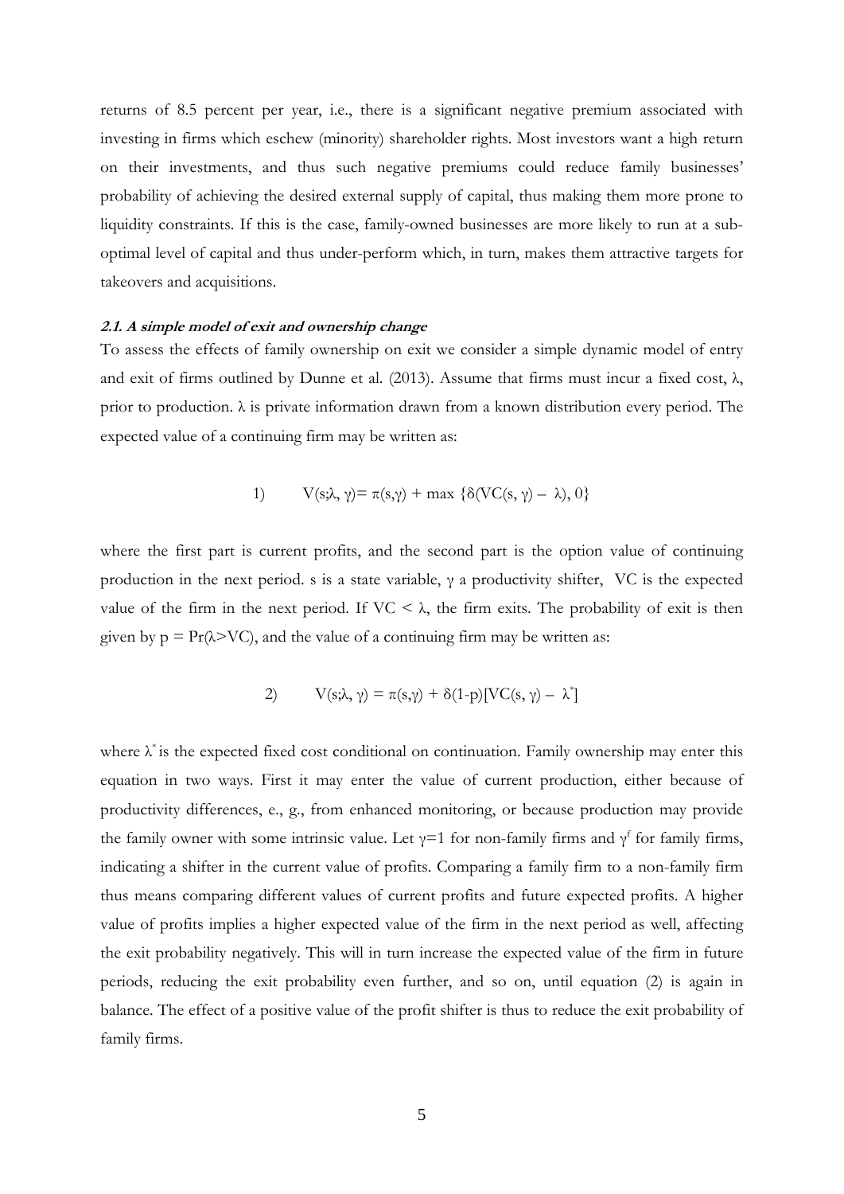returns of 8.5 percent per year, i.e., there is a significant negative premium associated with investing in firms which eschew (minority) shareholder rights. Most investors want a high return on their investments, and thus such negative premiums could reduce family businesses' probability of achieving the desired external supply of capital, thus making them more prone to liquidity constraints. If this is the case, family-owned businesses are more likely to run at a sub-optimal level of capital and thus under-perform which, in turn, makes them attractive targets for takeovers and acquisitions.

#### *2.1. A simple model of exit and ownership change*

To assess the effects of family ownership on exit we consider a simple dynamic model of entry and exit of firms outlined by Dunne et al. (2013). Assume that firms must incur a fixed cost, $\lambda$, prior to production. $\lambda$ is private information drawn from a known distribution every period. The expected value of a continuing firm may be written as:

$$1) \qquad V(s;\lambda, \gamma) = \pi(s,\gamma) + \max\{\delta(VC(s, \gamma) - \lambda), 0\}$$

where the first part is current profits, and the second part is the option value of continuing production in the next period. s is a state variable, $\gamma$ a productivity shifter, VC is the expected value of the firm in the next period. If $VC < \lambda$, the firm exits. The probability of exit is then given by $p = \Pr(\lambda > VC)$, and the value of a continuing firm may be written as:

$$2) \qquad V(s;\lambda, \gamma) = \pi(s,\gamma) + \delta(1\text{-}p)[VC(s, \gamma) - \lambda^{*}]$$

where $\lambda^{*}$ is the expected fixed cost conditional on continuation. Family ownership may enter this equation in two ways. First it may enter the value of current production, either because of productivity differences, e., g., from enhanced monitoring, or because production may provide the family owner with some intrinsic value. Let $\gamma=1$ for non-family firms and $\gamma^{f}$ for family firms, indicating a shifter in the current value of profits. Comparing a family firm to a non-family firm thus means comparing different values of current profits and future expected profits. A higher value of profits implies a higher expected value of the firm in the next period as well, affecting the exit probability negatively. This will in turn increase the expected value of the firm in future periods, reducing the exit probability even further, and so on, until equation (2) is again in balance. The effect of a positive value of the profit shifter is thus to reduce the exit probability of family firms.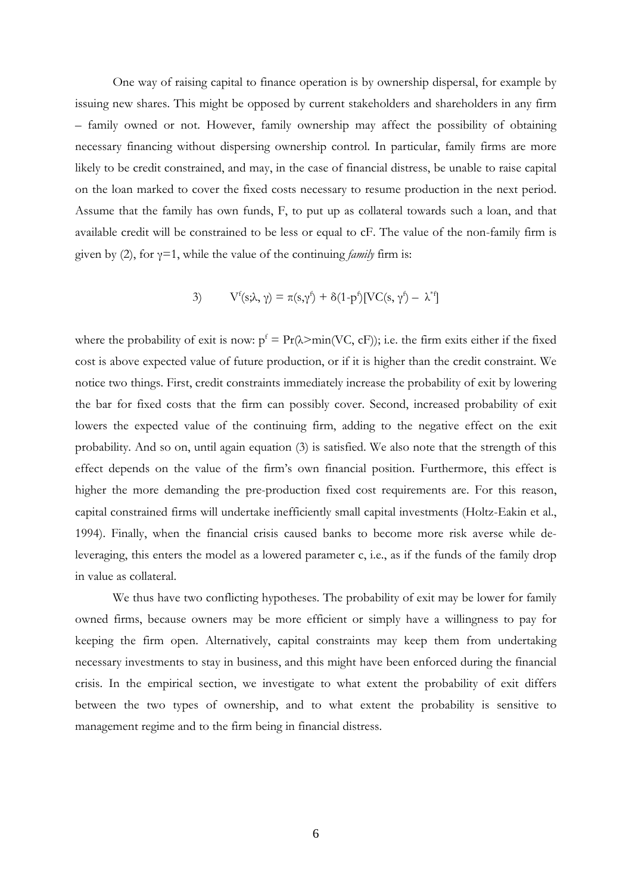One way of raising capital to finance operation is by ownership dispersal, for example by issuing new shares. This might be opposed by current stakeholders and shareholders in any firm – family owned or not. However, family ownership may affect the possibility of obtaining necessary financing without dispersing ownership control. In particular, family firms are more likely to be credit constrained, and may, in the case of financial distress, be unable to raise capital on the loan marked to cover the fixed costs necessary to resume production in the next period. Assume that the family has own funds, F, to put up as collateral towards such a loan, and that available credit will be constrained to be less or equal to cF. The value of the non-family firm is given by (2), for $\gamma=1$, while the value of the continuing *family* firm is:

$$3) \qquad V^{f}(s;\lambda,\gamma) = \pi(s,\gamma^{f}) + \delta(1-p^{f})[VC(s,\gamma^{f}) - \lambda^{*f}]$$

where the probability of exit is now: $p^{f} = \Pr(\lambda > \min(VC, cF))$; i.e. the firm exits either if the fixed cost is above expected value of future production, or if it is higher than the credit constraint. We notice two things. First, credit constraints immediately increase the probability of exit by lowering the bar for fixed costs that the firm can possibly cover. Second, increased probability of exit lowers the expected value of the continuing firm, adding to the negative effect on the exit probability. And so on, until again equation (3) is satisfied. We also note that the strength of this effect depends on the value of the firm's own financial position. Furthermore, this effect is higher the more demanding the pre-production fixed cost requirements are. For this reason, capital constrained firms will undertake inefficiently small capital investments (Holtz-Eakin et al., 1994). Finally, when the financial crisis caused banks to become more risk averse while de-leveraging, this enters the model as a lowered parameter c, i.e., as if the funds of the family drop in value as collateral.

We thus have two conflicting hypotheses. The probability of exit may be lower for family owned firms, because owners may be more efficient or simply have a willingness to pay for keeping the firm open. Alternatively, capital constraints may keep them from undertaking necessary investments to stay in business, and this might have been enforced during the financial crisis. In the empirical section, we investigate to what extent the probability of exit differs between the two types of ownership, and to what extent the probability is sensitive to management regime and to the firm being in financial distress.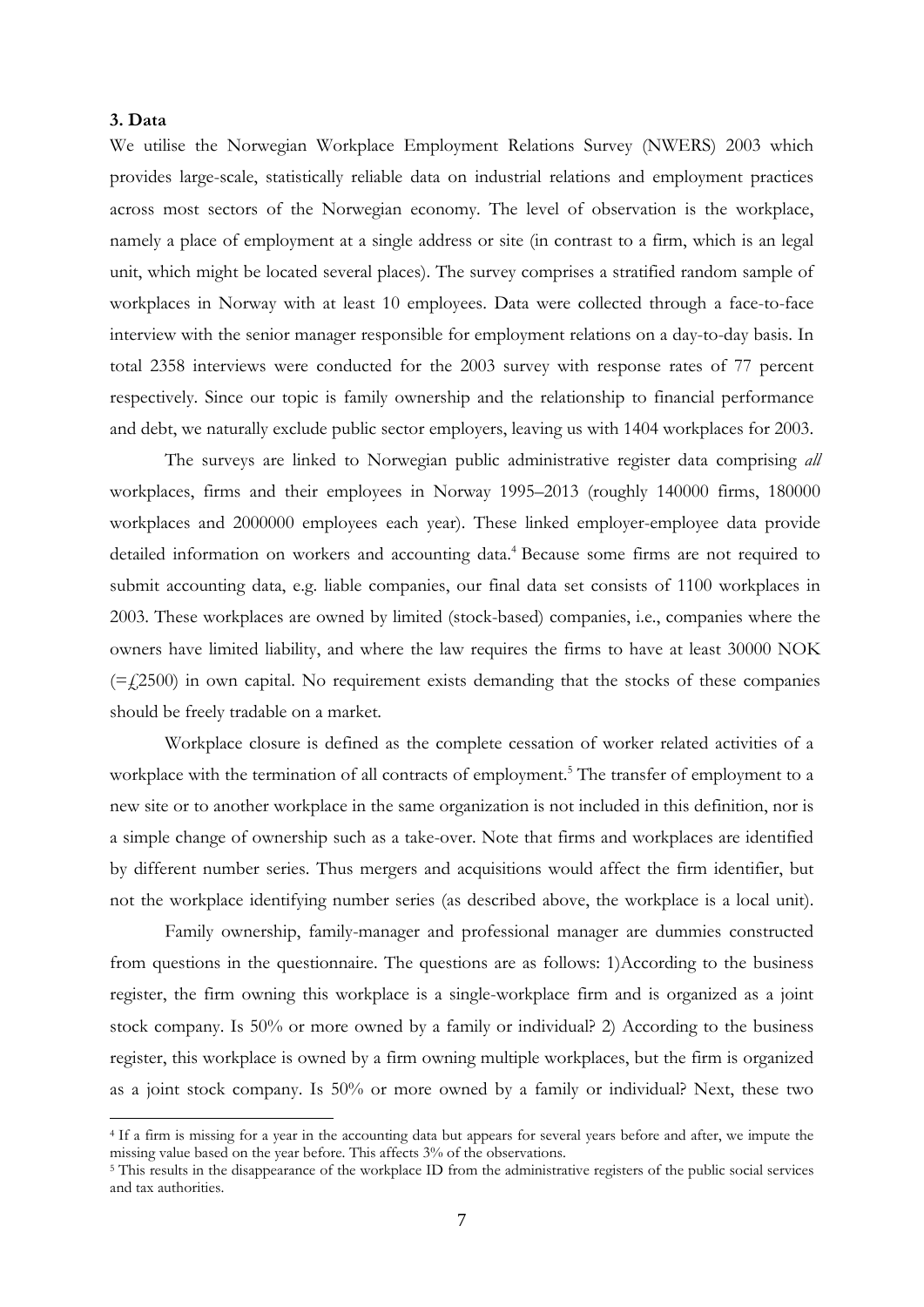### 3. Data

We utilise the Norwegian Workplace Employment Relations Survey (NWERS) 2003 which provides large-scale, statistically reliable data on industrial relations and employment practices across most sectors of the Norwegian economy. The level of observation is the workplace, namely a place of employment at a single address or site (in contrast to a firm, which is an legal unit, which might be located several places). The survey comprises a stratified random sample of workplaces in Norway with at least 10 employees. Data were collected through a face-to-face interview with the senior manager responsible for employment relations on a day-to-day basis. In total 2358 interviews were conducted for the 2003 survey with response rates of 77 percent respectively. Since our topic is family ownership and the relationship to financial performance and debt, we naturally exclude public sector employers, leaving us with 1404 workplaces for 2003.

The surveys are linked to Norwegian public administrative register data comprising *all* workplaces, firms and their employees in Norway 1995–2013 (roughly 140000 firms, 180000 workplaces and 2000000 employees each year). These linked employer-employee data provide detailed information on workers and accounting data.[4] Because some firms are not required to submit accounting data, e.g. liable companies, our final data set consists of 1100 workplaces in 2003. These workplaces are owned by limited (stock-based) companies, i.e., companies where the owners have limited liability, and where the law requires the firms to have at least 30000 NOK (=£2500) in own capital. No requirement exists demanding that the stocks of these companies should be freely tradable on a market.

Workplace closure is defined as the complete cessation of worker related activities of a workplace with the termination of all contracts of employment.[5] The transfer of employment to a new site or to another workplace in the same organization is not included in this definition, nor is a simple change of ownership such as a take-over. Note that firms and workplaces are identified by different number series. Thus mergers and acquisitions would affect the firm identifier, but not the workplace identifying number series (as described above, the workplace is a local unit).

Family ownership, family-manager and professional manager are dummies constructed from questions in the questionnaire. The questions are as follows: 1)According to the business register, the firm owning this workplace is a single-workplace firm and is organized as a joint stock company. Is 50% or more owned by a family or individual? 2) According to the business register, this workplace is owned by a firm owning multiple workplaces, but the firm is organized as a joint stock company. Is 50% or more owned by a family or individual? Next, these two

---

[4] If a firm is missing for a year in the accounting data but appears for several years before and after, we impute the missing value based on the year before. This affects 3% of the observations.

[5] This results in the disappearance of the workplace ID from the administrative registers of the public social services and tax authorities.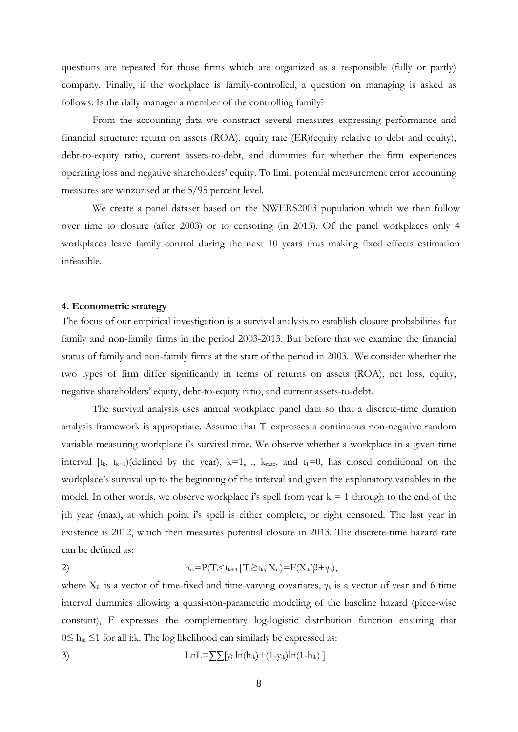questions are repeated for those firms which are organized as a responsible (fully or partly) company. Finally, if the workplace is family-controlled, a question on managing is asked as follows: Is the daily manager a member of the controlling family?

From the accounting data we construct several measures expressing performance and financial structure: return on assets (ROA), equity rate (ER)(equity relative to debt and equity), debt-to-equity ratio, current assets-to-debt, and dummies for whether the firm experiences operating loss and negative shareholders' equity. To limit potential measurement error accounting measures are winzorised at the 5/95 percent level.

We create a panel dataset based on the NWERS2003 population which we then follow over time to closure (after 2003) or to censoring (in 2013). Of the panel workplaces only 4 workplaces leave family control during the next 10 years thus making fixed effects estimation infeasible.

#### 4. Econometric strategy

The focus of our empirical investigation is a survival analysis to establish closure probabilities for family and non-family firms in the period 2003-2013. But before that we examine the financial status of family and non-family firms at the start of the period in 2003. We consider whether the two types of firm differ significantly in terms of returns on assets (ROA), net loss, equity, negative shareholders' equity, debt-to-equity ratio, and current assets-to-debt.

The survival analysis uses annual workplace panel data so that a discrete-time duration analysis framework is appropriate. Assume that $T_i$ expresses a continuous non-negative random variable measuring workplace i's survival time. We observe whether a workplace in a given time interval $[t_k, t_{k+1})$(defined by the year), $k=1, ., k_{max}$, and $t_1=0$, has closed conditional on the workplace's survival up to the beginning of the interval and given the explanatory variables in the model. In other words, we observe workplace i's spell from year $k = 1$ through to the end of the jth year (max), at which point i's spell is either complete, or right censored. The last year in existence is 2012, which then measures potential closure in 2013. The discrete-time hazard rate can be defined as:

$$2) \qquad h_{ik}=P(T_i<t_{k+1}|T_i\geq t_k, X_{ik})=F(X_{ik}'\beta+\gamma_k),$$

where $X_{ik}$ is a vector of time-fixed and time-varying covariates, $\gamma_k$ is a vector of year and 6 time interval dummies allowing a quasi-non-parametric modeling of the baseline hazard (piece-wise constant), F expresses the complementary log-logistic distribution function ensuring that $0\leq h_{ik} \leq 1$ for all i;k. The log likelihood can similarly be expressed as:

$$3) \qquad LnL=\sum\sum[y_{ik}\ln(h_{ik})+(1-y_{ik})\ln(1-h_{ik})]$$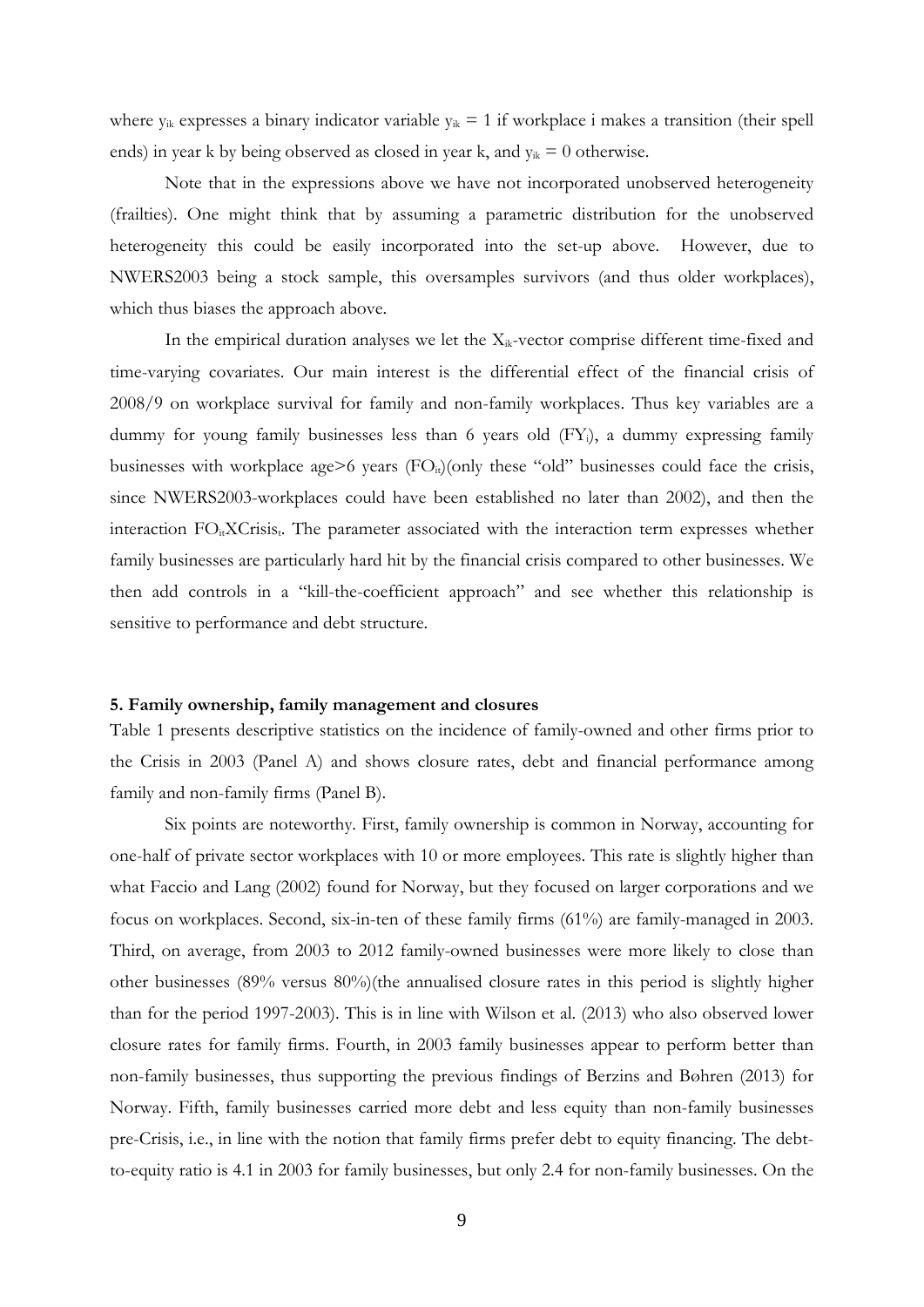where $y_{ik}$ expresses a binary indicator variable $y_{ik} = 1$ if workplace i makes a transition (their spell ends) in year k by being observed as closed in year k, and $y_{ik} = 0$ otherwise.

Note that in the expressions above we have not incorporated unobserved heterogeneity (frailties). One might think that by assuming a parametric distribution for the unobserved heterogeneity this could be easily incorporated into the set-up above. However, due to NWERS2003 being a stock sample, this oversamples survivors (and thus older workplaces), which thus biases the approach above.

In the empirical duration analyses we let the $X_{ik}$-vector comprise different time-fixed and time-varying covariates. Our main interest is the differential effect of the financial crisis of 2008/9 on workplace survival for family and non-family workplaces. Thus key variables are a dummy for young family businesses less than 6 years old ($FY_i$), a dummy expressing family businesses with workplace age>6 years ($FO_{it}$)(only these "old" businesses could face the crisis, since NWERS2003-workplaces could have been established no later than 2002), and then the interaction $FO_{it}XCrisis_t$. The parameter associated with the interaction term expresses whether family businesses are particularly hard hit by the financial crisis compared to other businesses. We then add controls in a "kill-the-coefficient approach" and see whether this relationship is sensitive to performance and debt structure.

## 5. Family ownership, family management and closures

Table 1 presents descriptive statistics on the incidence of family-owned and other firms prior to the Crisis in 2003 (Panel A) and shows closure rates, debt and financial performance among family and non-family firms (Panel B).

Six points are noteworthy. First, family ownership is common in Norway, accounting for one-half of private sector workplaces with 10 or more employees. This rate is slightly higher than what Faccio and Lang (2002) found for Norway, but they focused on larger corporations and we focus on workplaces. Second, six-in-ten of these family firms (61%) are family-managed in 2003. Third, on average, from 2003 to 2012 family-owned businesses were more likely to close than other businesses (89% versus 80%)(the annualised closure rates in this period is slightly higher than for the period 1997-2003). This is in line with Wilson et al. (2013) who also observed lower closure rates for family firms. Fourth, in 2003 family businesses appear to perform better than non-family businesses, thus supporting the previous findings of Berzins and Bøhren (2013) for Norway. Fifth, family businesses carried more debt and less equity than non-family businesses pre-Crisis, i.e., in line with the notion that family firms prefer debt to equity financing. The debt-to-equity ratio is 4.1 in 2003 for family businesses, but only 2.4 for non-family businesses. On the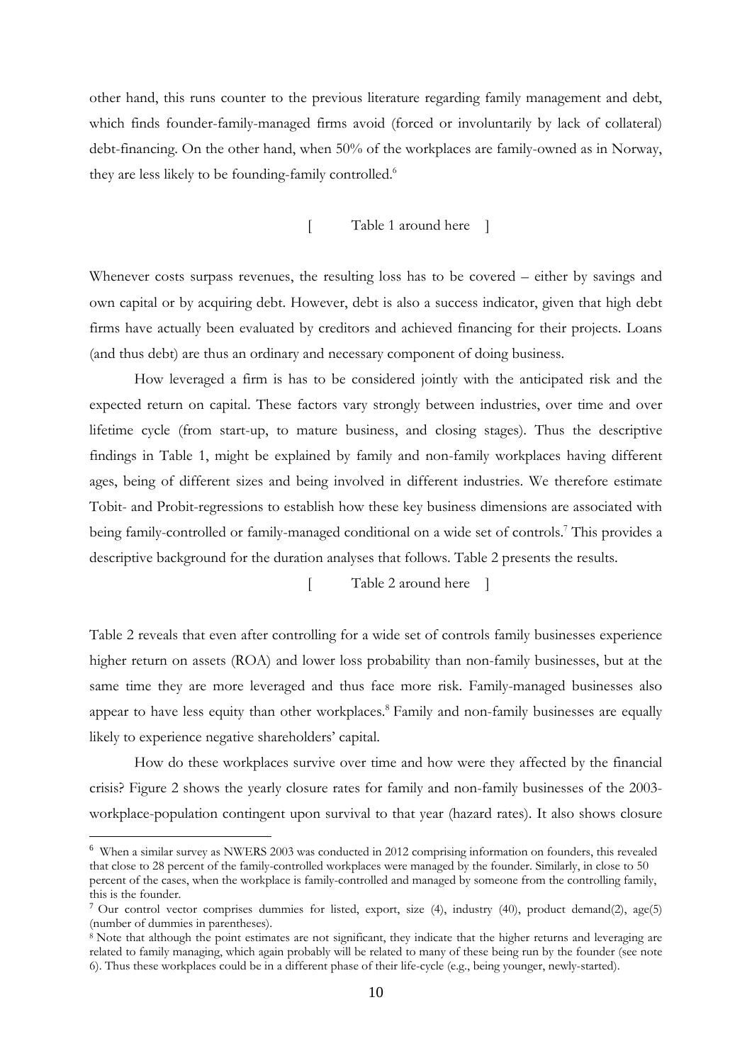other hand, this runs counter to the previous literature regarding family management and debt, which finds founder-family-managed firms avoid (forced or involuntarily by lack of collateral) debt-financing. On the other hand, when 50% of the workplaces are family-owned as in Norway, they are less likely to be founding-family controlled.[6]

[ Table 1 around here ]

Whenever costs surpass revenues, the resulting loss has to be covered – either by savings and own capital or by acquiring debt. However, debt is also a success indicator, given that high debt firms have actually been evaluated by creditors and achieved financing for their projects. Loans (and thus debt) are thus an ordinary and necessary component of doing business.

How leveraged a firm is has to be considered jointly with the anticipated risk and the expected return on capital. These factors vary strongly between industries, over time and over lifetime cycle (from start-up, to mature business, and closing stages). Thus the descriptive findings in Table 1, might be explained by family and non-family workplaces having different ages, being of different sizes and being involved in different industries. We therefore estimate Tobit- and Probit-regressions to establish how these key business dimensions are associated with being family-controlled or family-managed conditional on a wide set of controls.[7] This provides a descriptive background for the duration analyses that follows. Table 2 presents the results.

[ Table 2 around here ]

Table 2 reveals that even after controlling for a wide set of controls family businesses experience higher return on assets (ROA) and lower loss probability than non-family businesses, but at the same time they are more leveraged and thus face more risk. Family-managed businesses also appear to have less equity than other workplaces.[8] Family and non-family businesses are equally likely to experience negative shareholders' capital.

How do these workplaces survive over time and how were they affected by the financial crisis? Figure 2 shows the yearly closure rates for family and non-family businesses of the 2003-workplace-population contingent upon survival to that year (hazard rates). It also shows closure

---

[6] When a similar survey as NWERS 2003 was conducted in 2012 comprising information on founders, this revealed that close to 28 percent of the family-controlled workplaces were managed by the founder. Similarly, in close to 50 percent of the cases, when the workplace is family-controlled and managed by someone from the controlling family, this is the founder.

[7] Our control vector comprises dummies for listed, export, size (4), industry (40), product demand(2), age(5) (number of dummies in parentheses).

[8] Note that although the point estimates are not significant, they indicate that the higher returns and leveraging are related to family managing, which again probably will be related to many of these being run by the founder (see note 6). Thus these workplaces could be in a different phase of their life-cycle (e.g., being younger, newly-started).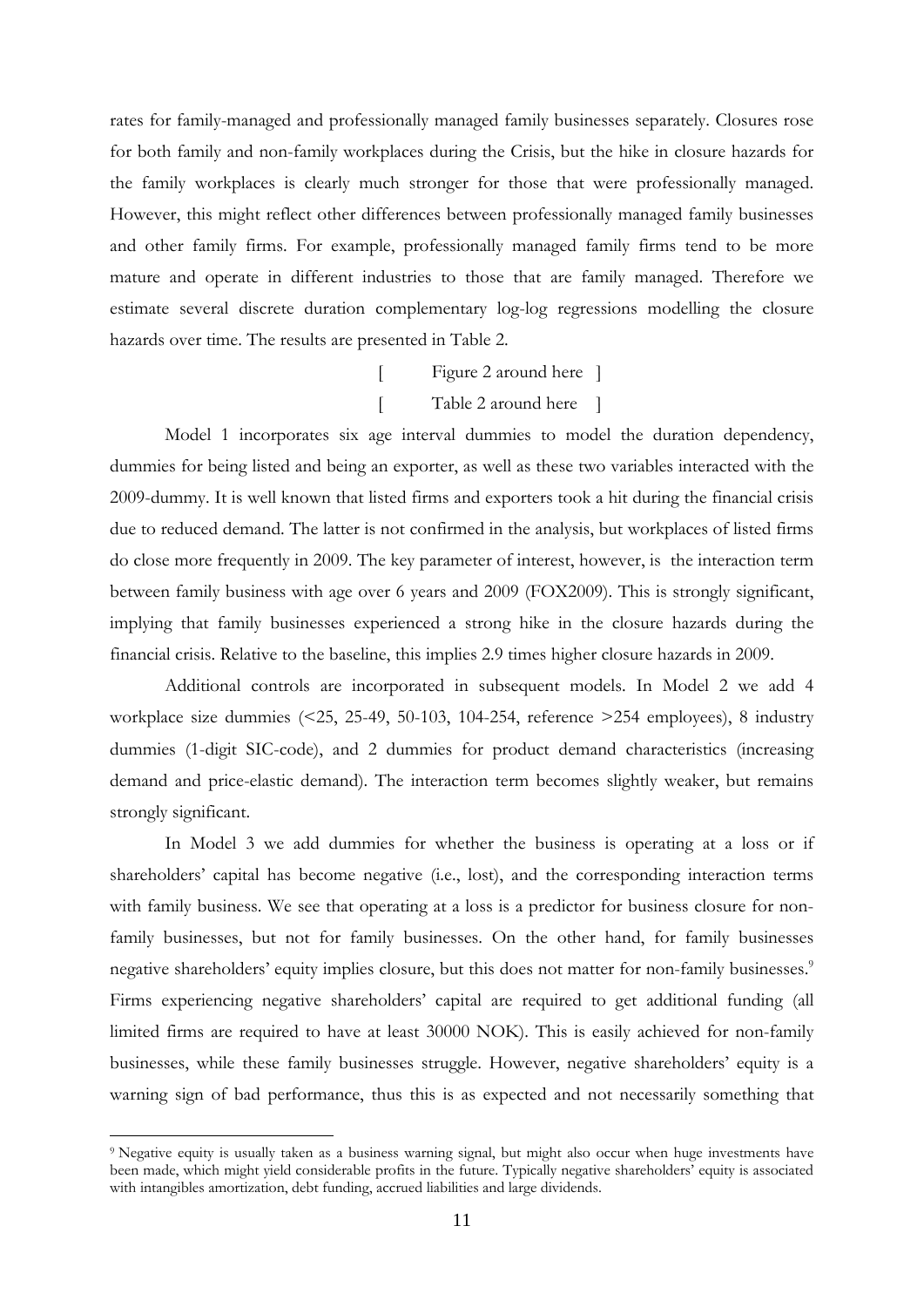rates for family-managed and professionally managed family businesses separately. Closures rose for both family and non-family workplaces during the Crisis, but the hike in closure hazards for the family workplaces is clearly much stronger for those that were professionally managed. However, this might reflect other differences between professionally managed family businesses and other family firms. For example, professionally managed family firms tend to be more mature and operate in different industries to those that are family managed. Therefore we estimate several discrete duration complementary log-log regressions modelling the closure hazards over time. The results are presented in Table 2.

[ Figure 2 around here ]

[ Table 2 around here ]

Model 1 incorporates six age interval dummies to model the duration dependency, dummies for being listed and being an exporter, as well as these two variables interacted with the 2009-dummy. It is well known that listed firms and exporters took a hit during the financial crisis due to reduced demand. The latter is not confirmed in the analysis, but workplaces of listed firms do close more frequently in 2009. The key parameter of interest, however, is the interaction term between family business with age over 6 years and 2009 (FOX2009). This is strongly significant, implying that family businesses experienced a strong hike in the closure hazards during the financial crisis. Relative to the baseline, this implies 2.9 times higher closure hazards in 2009.

Additional controls are incorporated in subsequent models. In Model 2 we add 4 workplace size dummies (<25, 25-49, 50-103, 104-254, reference >254 employees), 8 industry dummies (1-digit SIC-code), and 2 dummies for product demand characteristics (increasing demand and price-elastic demand). The interaction term becomes slightly weaker, but remains strongly significant.

In Model 3 we add dummies for whether the business is operating at a loss or if shareholders' capital has become negative (i.e., lost), and the corresponding interaction terms with family business. We see that operating at a loss is a predictor for business closure for non-family businesses, but not for family businesses. On the other hand, for family businesses negative shareholders' equity implies closure, but this does not matter for non-family businesses.[9] Firms experiencing negative shareholders' capital are required to get additional funding (all limited firms are required to have at least 30000 NOK). This is easily achieved for non-family businesses, while these family businesses struggle. However, negative shareholders' equity is a warning sign of bad performance, thus this is as expected and not necessarily something that

[9] Negative equity is usually taken as a business warning signal, but might also occur when huge investments have been made, which might yield considerable profits in the future. Typically negative shareholders' equity is associated with intangibles amortization, debt funding, accrued liabilities and large dividends.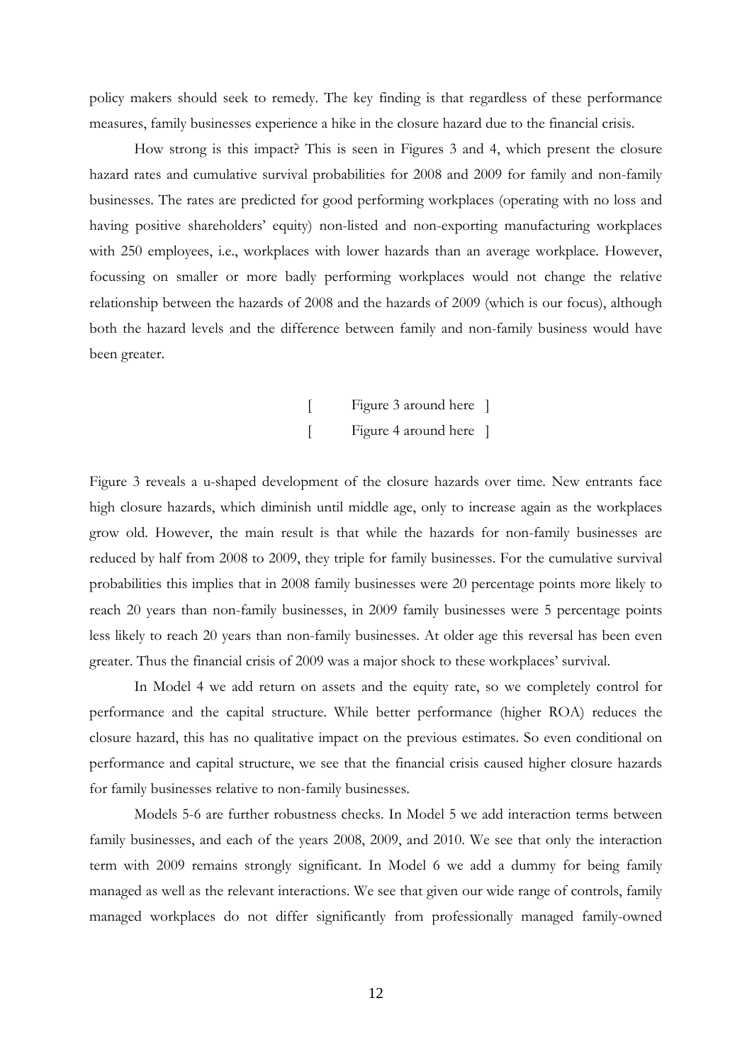policy makers should seek to remedy. The key finding is that regardless of these performance measures, family businesses experience a hike in the closure hazard due to the financial crisis.

How strong is this impact? This is seen in Figures 3 and 4, which present the closure hazard rates and cumulative survival probabilities for 2008 and 2009 for family and non-family businesses. The rates are predicted for good performing workplaces (operating with no loss and having positive shareholders' equity) non-listed and non-exporting manufacturing workplaces with 250 employees, i.e., workplaces with lower hazards than an average workplace. However, focussing on smaller or more badly performing workplaces would not change the relative relationship between the hazards of 2008 and the hazards of 2009 (which is our focus), although both the hazard levels and the difference between family and non-family business would have been greater.

[ Figure 3 around here ]

[ Figure 4 around here ]

Figure 3 reveals a u-shaped development of the closure hazards over time. New entrants face high closure hazards, which diminish until middle age, only to increase again as the workplaces grow old. However, the main result is that while the hazards for non-family businesses are reduced by half from 2008 to 2009, they triple for family businesses. For the cumulative survival probabilities this implies that in 2008 family businesses were 20 percentage points more likely to reach 20 years than non-family businesses, in 2009 family businesses were 5 percentage points less likely to reach 20 years than non-family businesses. At older age this reversal has been even greater. Thus the financial crisis of 2009 was a major shock to these workplaces' survival.

In Model 4 we add return on assets and the equity rate, so we completely control for performance and the capital structure. While better performance (higher ROA) reduces the closure hazard, this has no qualitative impact on the previous estimates. So even conditional on performance and capital structure, we see that the financial crisis caused higher closure hazards for family businesses relative to non-family businesses.

Models 5-6 are further robustness checks. In Model 5 we add interaction terms between family businesses, and each of the years 2008, 2009, and 2010. We see that only the interaction term with 2009 remains strongly significant. In Model 6 we add a dummy for being family managed as well as the relevant interactions. We see that given our wide range of controls, family managed workplaces do not differ significantly from professionally managed family-owned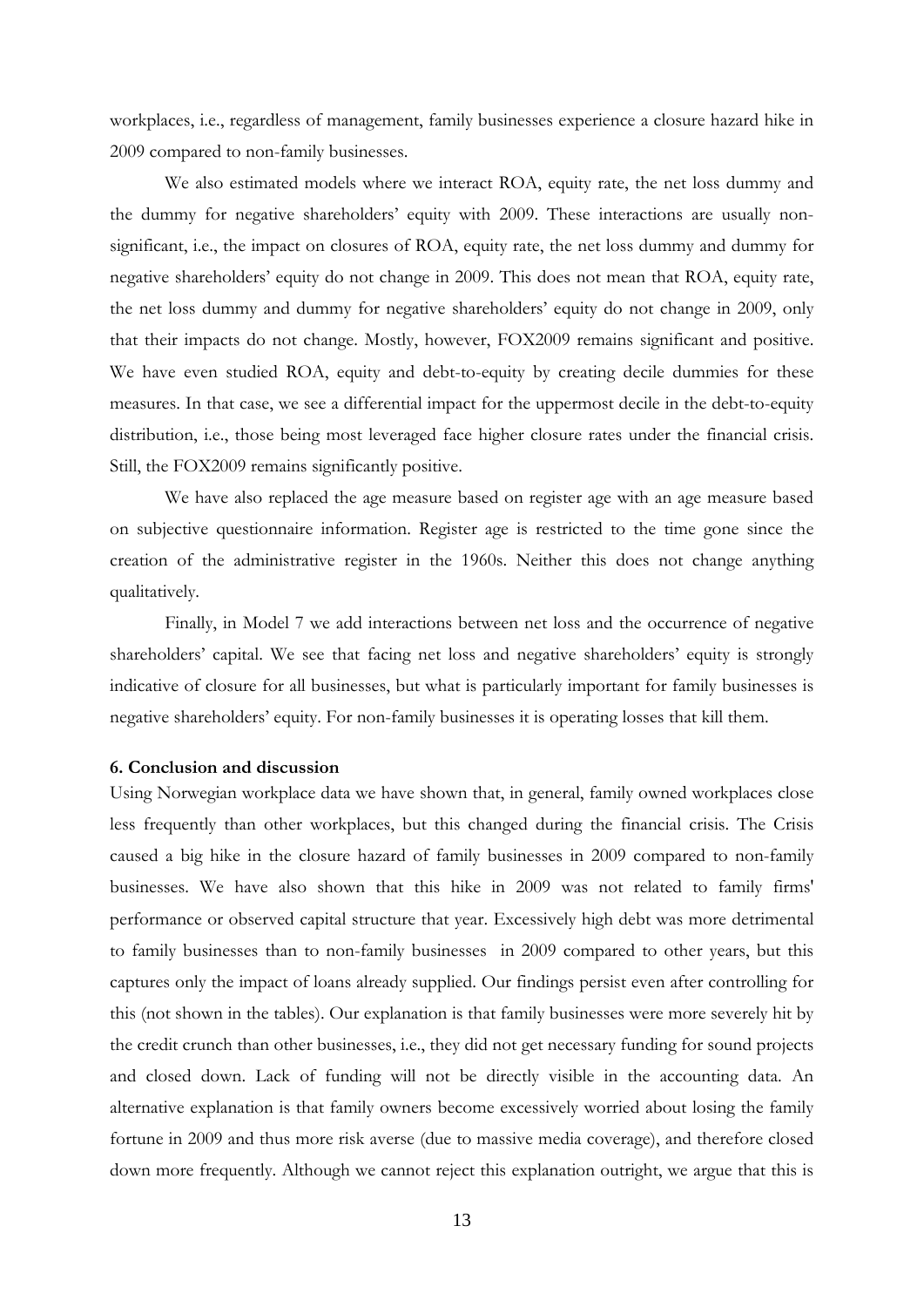workplaces, i.e., regardless of management, family businesses experience a closure hazard hike in 2009 compared to non-family businesses.

We also estimated models where we interact ROA, equity rate, the net loss dummy and the dummy for negative shareholders' equity with 2009. These interactions are usually non-significant, i.e., the impact on closures of ROA, equity rate, the net loss dummy and dummy for negative shareholders' equity do not change in 2009. This does not mean that ROA, equity rate, the net loss dummy and dummy for negative shareholders' equity do not change in 2009, only that their impacts do not change. Mostly, however, FOX2009 remains significant and positive. We have even studied ROA, equity and debt-to-equity by creating decile dummies for these measures. In that case, we see a differential impact for the uppermost decile in the debt-to-equity distribution, i.e., those being most leveraged face higher closure rates under the financial crisis. Still, the FOX2009 remains significantly positive.

We have also replaced the age measure based on register age with an age measure based on subjective questionnaire information. Register age is restricted to the time gone since the creation of the administrative register in the 1960s. Neither this does not change anything qualitatively.

Finally, in Model 7 we add interactions between net loss and the occurrence of negative shareholders' capital. We see that facing net loss and negative shareholders' equity is strongly indicative of closure for all businesses, but what is particularly important for family businesses is negative shareholders' equity. For non-family businesses it is operating losses that kill them.

## 6. Conclusion and discussion

Using Norwegian workplace data we have shown that, in general, family owned workplaces close less frequently than other workplaces, but this changed during the financial crisis. The Crisis caused a big hike in the closure hazard of family businesses in 2009 compared to non-family businesses. We have also shown that this hike in 2009 was not related to family firms' performance or observed capital structure that year. Excessively high debt was more detrimental to family businesses than to non-family businesses in 2009 compared to other years, but this captures only the impact of loans already supplied. Our findings persist even after controlling for this (not shown in the tables). Our explanation is that family businesses were more severely hit by the credit crunch than other businesses, i.e., they did not get necessary funding for sound projects and closed down. Lack of funding will not be directly visible in the accounting data. An alternative explanation is that family owners become excessively worried about losing the family fortune in 2009 and thus more risk averse (due to massive media coverage), and therefore closed down more frequently. Although we cannot reject this explanation outright, we argue that this is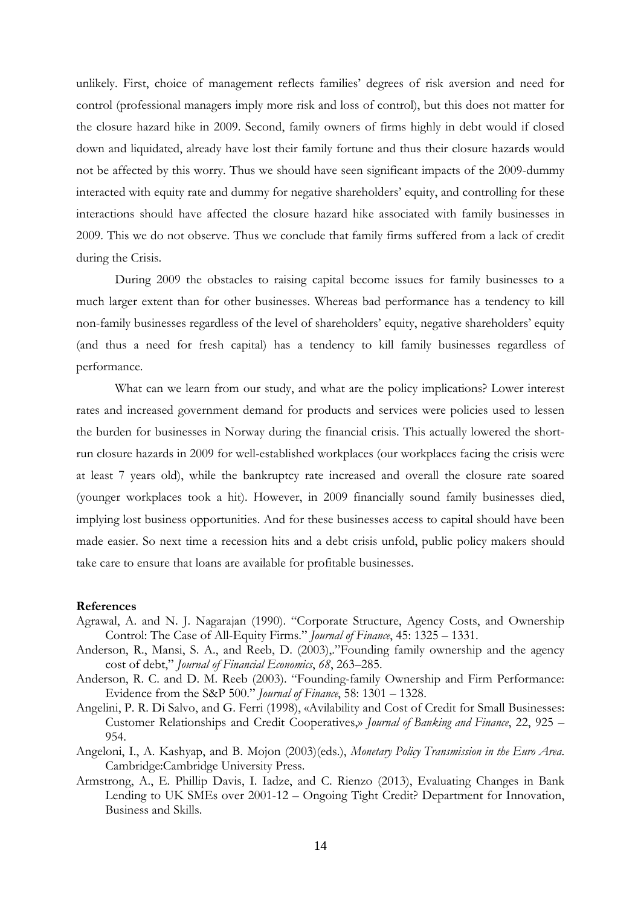unlikely. First, choice of management reflects families' degrees of risk aversion and need for control (professional managers imply more risk and loss of control), but this does not matter for the closure hazard hike in 2009. Second, family owners of firms highly in debt would if closed down and liquidated, already have lost their family fortune and thus their closure hazards would not be affected by this worry. Thus we should have seen significant impacts of the 2009-dummy interacted with equity rate and dummy for negative shareholders' equity, and controlling for these interactions should have affected the closure hazard hike associated with family businesses in 2009. This we do not observe. Thus we conclude that family firms suffered from a lack of credit during the Crisis.

During 2009 the obstacles to raising capital become issues for family businesses to a much larger extent than for other businesses. Whereas bad performance has a tendency to kill non-family businesses regardless of the level of shareholders' equity, negative shareholders' equity (and thus a need for fresh capital) has a tendency to kill family businesses regardless of performance.

What can we learn from our study, and what are the policy implications? Lower interest rates and increased government demand for products and services were policies used to lessen the burden for businesses in Norway during the financial crisis. This actually lowered the short-run closure hazards in 2009 for well-established workplaces (our workplaces facing the crisis were at least 7 years old), while the bankruptcy rate increased and overall the closure rate soared (younger workplaces took a hit). However, in 2009 financially sound family businesses died, implying lost business opportunities. And for these businesses access to capital should have been made easier. So next time a recession hits and a debt crisis unfold, public policy makers should take care to ensure that loans are available for profitable businesses.

**References**

Agrawal, A. and N. J. Nagarajan (1990). "Corporate Structure, Agency Costs, and Ownership Control: The Case of All-Equity Firms." *Journal of Finance*, 45: 1325 – 1331.

Anderson, R., Mansi, S. A., and Reeb, D. (2003),."Founding family ownership and the agency cost of debt," *Journal of Financial Economics*, *68*, 263–285.

Anderson, R. C. and D. M. Reeb (2003). "Founding-family Ownership and Firm Performance: Evidence from the S&P 500." *Journal of Finance*, 58: 1301 – 1328.

Angelini, P. R. Di Salvo, and G. Ferri (1998), «Avilability and Cost of Credit for Small Businesses: Customer Relationships and Credit Cooperatives,» *Journal of Banking and Finance*, 22, 925 – 954.

Angeloni, I., A. Kashyap, and B. Mojon (2003)(eds.), *Monetary Policy Transmission in the Euro Area*. Cambridge:Cambridge University Press.

Armstrong, A., E. Phillip Davis, I. Iadze, and C. Rienzo (2013), Evaluating Changes in Bank Lending to UK SMEs over 2001-12 – Ongoing Tight Credit? Department for Innovation, Business and Skills.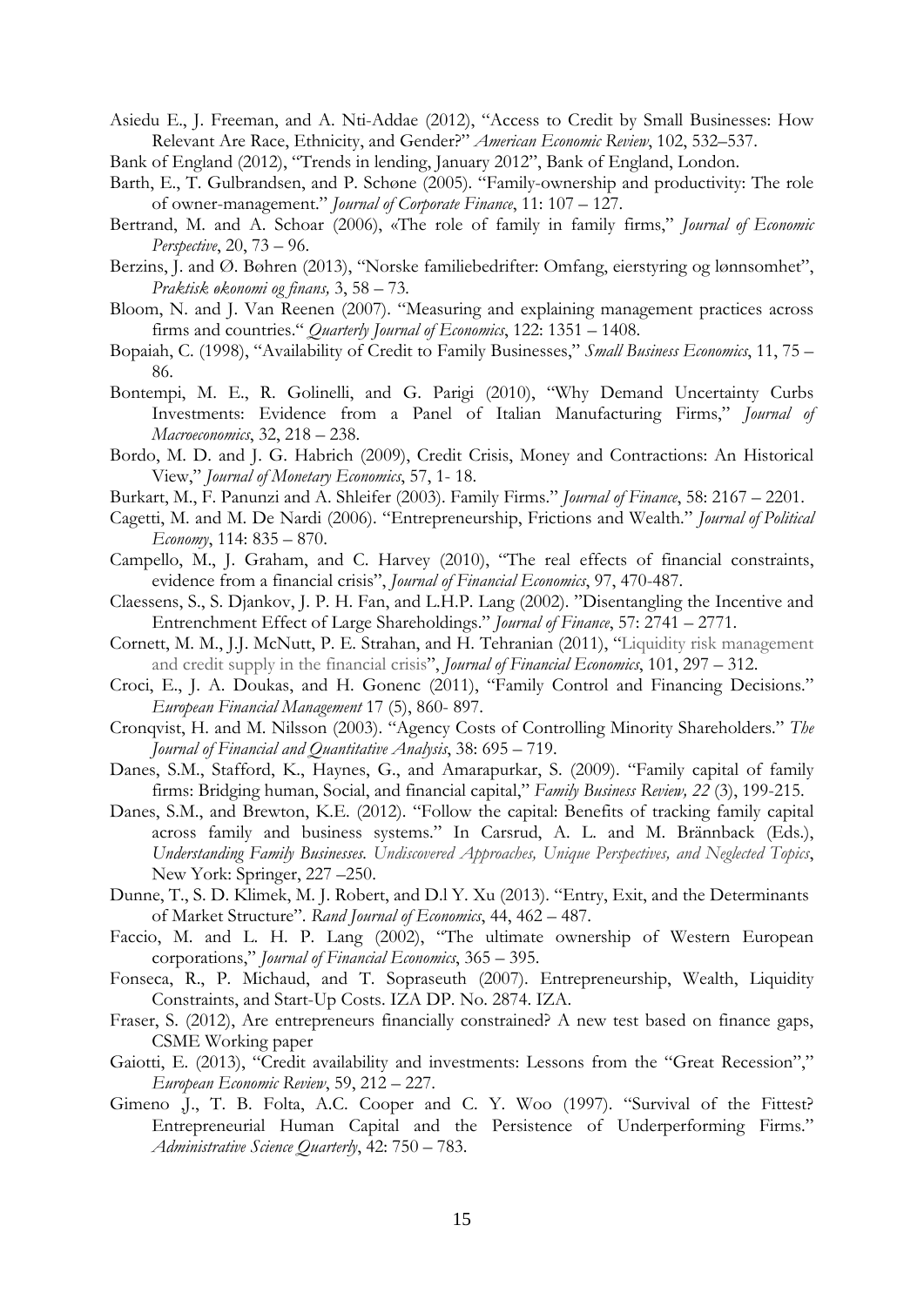Asiedu E., J. Freeman, and A. Nti-Addae (2012), "Access to Credit by Small Businesses: How Relevant Are Race, Ethnicity, and Gender?" *American Economic Review*, 102, 532–537.

Bank of England (2012), "Trends in lending, January 2012", Bank of England, London.

Barth, E., T. Gulbrandsen, and P. Schøne (2005). "Family-ownership and productivity: The role of owner-management." *Journal of Corporate Finance*, 11: 107 – 127.

Bertrand, M. and A. Schoar (2006), «The role of family in family firms," *Journal of Economic Perspective*, 20, 73 – 96.

Berzins, J. and Ø. Bøhren (2013), "Norske familiebedrifter: Omfang, eierstyring og lønnsomhet", *Praktisk økonomi og finans,* 3, 58 – 73.

Bloom, N. and J. Van Reenen (2007). "Measuring and explaining management practices across firms and countries." *Quarterly Journal of Economics*, 122: 1351 – 1408.

Bopaiah, C. (1998), "Availability of Credit to Family Businesses," *Small Business Economics*, 11, 75 – 86.

Bontempi, M. E., R. Golinelli, and G. Parigi (2010), "Why Demand Uncertainty Curbs Investments: Evidence from a Panel of Italian Manufacturing Firms," *Journal of Macroeconomics*, 32, 218 – 238.

Bordo, M. D. and J. G. Habrich (2009), Credit Crisis, Money and Contractions: An Historical View," *Journal of Monetary Economics*, 57, 1- 18.

Burkart, M., F. Panunzi and A. Shleifer (2003). Family Firms." *Journal of Finance*, 58: 2167 – 2201.

Cagetti, M. and M. De Nardi (2006). "Entrepreneurship, Frictions and Wealth." *Journal of Political Economy*, 114: 835 – 870.

Campello, M., J. Graham, and C. Harvey (2010), "The real effects of financial constraints, evidence from a financial crisis", *Journal of Financial Economics*, 97, 470-487.

Claessens, S., S. Djankov, J. P. H. Fan, and L.H.P. Lang (2002). "Disentangling the Incentive and Entrenchment Effect of Large Shareholdings." *Journal of Finance*, 57: 2741 – 2771.

Cornett, M. M., J.J. McNutt, P. E. Strahan, and H. Tehranian (2011), "Liquidity risk management and credit supply in the financial crisis", *Journal of Financial Economics*, 101, 297 – 312.

Croci, E., J. A. Doukas, and H. Gonenc (2011), "Family Control and Financing Decisions." *European Financial Management* 17 (5), 860- 897.

Cronqvist, H. and M. Nilsson (2003). "Agency Costs of Controlling Minority Shareholders." *The Journal of Financial and Quantitative Analysis*, 38: 695 – 719.

Danes, S.M., Stafford, K., Haynes, G., and Amarapurkar, S. (2009). "Family capital of family firms: Bridging human, Social, and financial capital," *Family Business Review, 22* (3), 199-215.

Danes, S.M., and Brewton, K.E. (2012). "Follow the capital: Benefits of tracking family capital across family and business systems." In Carsrud, A. L. and M. Brännback (Eds.), *Understanding Family Businesses. Undiscovered Approaches, Unique Perspectives, and Neglected Topics*, New York: Springer, 227 –250.

Dunne, T., S. D. Klimek, M. J. Robert, and D.l Y. Xu (2013). "Entry, Exit, and the Determinants of Market Structure". *Rand Journal of Economics*, 44, 462 – 487.

Faccio, M. and L. H. P. Lang (2002), "The ultimate ownership of Western European corporations," *Journal of Financial Economics*, 365 – 395.

Fonseca, R., P. Michaud, and T. Sopraseuth (2007). Entrepreneurship, Wealth, Liquidity Constraints, and Start-Up Costs. IZA DP. No. 2874. IZA.

Fraser, S. (2012), Are entrepreneurs financially constrained? A new test based on finance gaps, CSME Working paper

Gaiotti, E. (2013), "Credit availability and investments: Lessons from the "Great Recession"," *European Economic Review*, 59, 212 – 227.

Gimeno ,J., T. B. Folta, A.C. Cooper and C. Y. Woo (1997). "Survival of the Fittest? Entrepreneurial Human Capital and the Persistence of Underperforming Firms." *Administrative Science Quarterly*, 42: 750 – 783.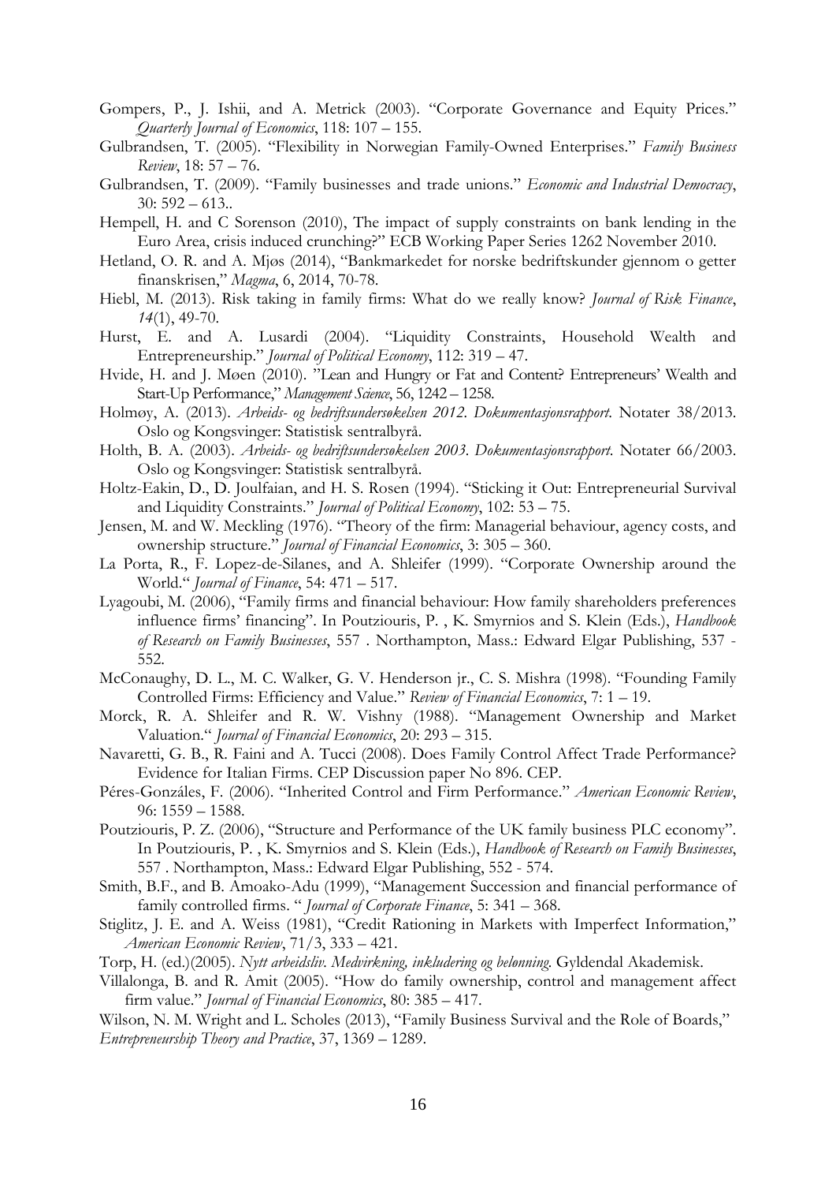Gompers, P., J. Ishii, and A. Metrick (2003). "Corporate Governance and Equity Prices." *Quarterly Journal of Economics*, 118: 107 – 155.

Gulbrandsen, T. (2005). "Flexibility in Norwegian Family-Owned Enterprises." *Family Business Review*, 18: 57 – 76.

Gulbrandsen, T. (2009). "Family businesses and trade unions." *Economic and Industrial Democracy*, 30: 592 – 613..

Hempell, H. and C Sorenson (2010), The impact of supply constraints on bank lending in the Euro Area, crisis induced crunching?" ECB Working Paper Series 1262 November 2010.

Hetland, O. R. and A. Mjøs (2014), "Bankmarkedet for norske bedriftskunder gjennom o getter finanskrisen," *Magma*, 6, 2014, 70-78.

Hiebl, M. (2013). Risk taking in family firms: What do we really know? *Journal of Risk Finance*, *14*(1), 49-70.

Hurst, E. and A. Lusardi (2004). "Liquidity Constraints, Household Wealth and Entrepreneurship." *Journal of Political Economy*, 112: 319 – 47.

Hvide, H. and J. Møen (2010). "Lean and Hungry or Fat and Content? Entrepreneurs' Wealth and Start-Up Performance," *Management Science*, 56, 1242 – 1258.

Holmøy, A. (2013). *Arbeids- og bedriftsundersøkelsen 2012. Dokumentasjonsrapport*. Notater 38/2013. Oslo og Kongsvinger: Statistisk sentralbyrå.

Holth, B. A. (2003). *Arbeids- og bedriftsundersøkelsen 2003. Dokumentasjonsrapport*. Notater 66/2003. Oslo og Kongsvinger: Statistisk sentralbyrå.

Holtz-Eakin, D., D. Joulfaian, and H. S. Rosen (1994). "Sticking it Out: Entrepreneurial Survival and Liquidity Constraints." *Journal of Political Economy*, 102: 53 – 75.

Jensen, M. and W. Meckling (1976). "Theory of the firm: Managerial behaviour, agency costs, and ownership structure." *Journal of Financial Economics*, 3: 305 – 360.

La Porta, R., F. Lopez-de-Silanes, and A. Shleifer (1999). "Corporate Ownership around the World." *Journal of Finance*, 54: 471 – 517.

Lyagoubi, M. (2006), "Family firms and financial behaviour: How family shareholders preferences influence firms' financing". In Poutziouris, P. , K. Smyrnios and S. Klein (Eds.), *Handbook of Research on Family Businesses*, 557 . Northampton, Mass.: Edward Elgar Publishing, 537 - 552.

McConaughy, D. L., M. C. Walker, G. V. Henderson jr., C. S. Mishra (1998). "Founding Family Controlled Firms: Efficiency and Value." *Review of Financial Economics*, 7: 1 – 19.

Morck, R. A. Shleifer and R. W. Vishny (1988). "Management Ownership and Market Valuation." *Journal of Financial Economics*, 20: 293 – 315.

Navaretti, G. B., R. Faini and A. Tucci (2008). Does Family Control Affect Trade Performance? Evidence for Italian Firms. CEP Discussion paper No 896. CEP.

Péres-Gonzáles, F. (2006). "Inherited Control and Firm Performance." *American Economic Review*, 96: 1559 – 1588.

Poutziouris, P. Z. (2006), "Structure and Performance of the UK family business PLC economy". In Poutziouris, P. , K. Smyrnios and S. Klein (Eds.), *Handbook of Research on Family Businesses*, 557 . Northampton, Mass.: Edward Elgar Publishing, 552 - 574.

Smith, B.F., and B. Amoako-Adu (1999), "Management Succession and financial performance of family controlled firms. " *Journal of Corporate Finance*, 5: 341 – 368.

Stiglitz, J. E. and A. Weiss (1981), "Credit Rationing in Markets with Imperfect Information," *American Economic Review*, 71/3, 333 – 421.

Torp, H. (ed.)(2005). *Nytt arbeidsliv. Medvirkning, inkludering og belønning*. Gyldendal Akademisk.

Villalonga, B. and R. Amit (2005). "How do family ownership, control and management affect firm value." *Journal of Financial Economics*, 80: 385 – 417.

Wilson, N. M. Wright and L. Scholes (2013), "Family Business Survival and the Role of Boards," *Entrepreneurship Theory and Practice*, 37, 1369 – 1289.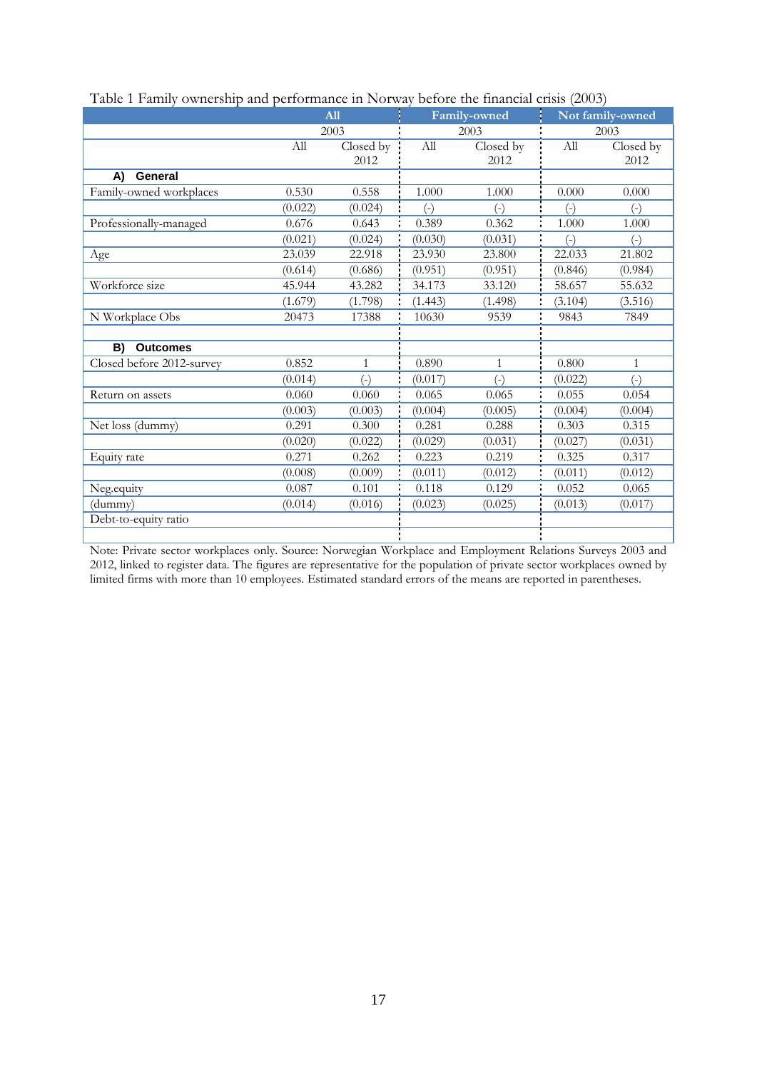Table 1 Family ownership and performance in Norway before the financial crisis (2003)

| | All | | Family-owned | | Not family-owned | |
|---|---|---|---|---|---|---|
| | 2003 | | 2003 | | 2003 | |
| | All | Closed by 2012 | All | Closed by 2012 | All | Closed by 2012 |
| **A) General** | | | | | | |
| Family-owned workplaces | 0.530 | 0.558 | 1.000 | 1.000 | 0.000 | 0.000 |
| | (0.022) | (0.024) | (-) | (-) | (-) | (-) |
| Professionally-managed | 0.676 | 0.643 | 0.389 | 0.362 | 1.000 | 1.000 |
| | (0.021) | (0.024) | (0.030) | (0.031) | (-) | (-) |
| Age | 23.039 | 22.918 | 23.930 | 23.800 | 22.033 | 21.802 |
| | (0.614) | (0.686) | (0.951) | (0.951) | (0.846) | (0.984) |
| Workforce size | 45.944 | 43.282 | 34.173 | 33.120 | 58.657 | 55.632 |
| | (1.679) | (1.798) | (1.443) | (1.498) | (3.104) | (3.516) |
| N Workplace Obs | 20473 | 17388 | 10630 | 9539 | 9843 | 7849 |
| | | | | | | |
| **B) Outcomes** | | | | | | |
| Closed before 2012-survey | 0.852 | 1 | 0.890 | 1 | 0.800 | 1 |
| | (0.014) | (-) | (0.017) | (-) | (0.022) | (-) |
| Return on assets | 0.060 | 0.060 | 0.065 | 0.065 | 0.055 | 0.054 |
| | (0.003) | (0.003) | (0.004) | (0.005) | (0.004) | (0.004) |
| Net loss (dummy) | 0.291 | 0.300 | 0.281 | 0.288 | 0.303 | 0.315 |
| | (0.020) | (0.022) | (0.029) | (0.031) | (0.027) | (0.031) |
| Equity rate | 0.271 | 0.262 | 0.223 | 0.219 | 0.325 | 0.317 |
| | (0.008) | (0.009) | (0.011) | (0.012) | (0.011) | (0.012) |
| Neg.equity | 0.087 | 0.101 | 0.118 | 0.129 | 0.052 | 0.065 |
| (dummy) | (0.014) | (0.016) | (0.023) | (0.025) | (0.013) | (0.017) |
| Debt-to-equity ratio | | | | | | |
| | | | | | | |

Note: Private sector workplaces only. Source: Norwegian Workplace and Employment Relations Surveys 2003 and 2012, linked to register data. The figures are representative for the population of private sector workplaces owned by limited firms with more than 10 employees. Estimated standard errors of the means are reported in parentheses.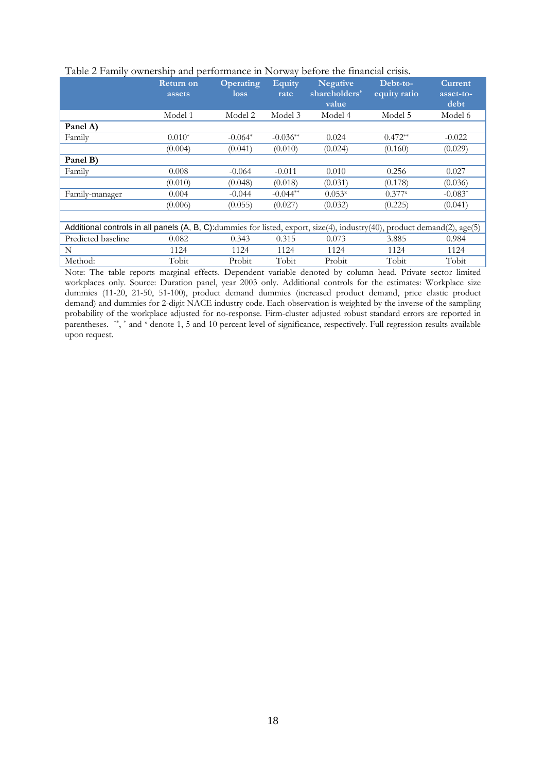Table 2 Family ownership and performance in Norway before the financial crisis.

| | Return on assets | Operating loss | Equity rate | Negative shareholders' value | Debt-to-equity ratio | Current asset-to-debt |
|---|---|---|---|---|---|---|
| | Model 1 | Model 2 | Model 3 | Model 4 | Model 5 | Model 6 |
| **Panel A)** | | | | | | |
| Family | 0.010* | -0.064* | -0.036** | 0.024 | 0.472** | -0.022 |
| | (0.004) | (0.041) | (0.010) | (0.024) | (0.160) | (0.029) |
| **Panel B)** | | | | | | |
| Family | 0.008 | -0.064 | -0.011 | 0.010 | 0.256 | 0.027 |
| | (0.010) | (0.048) | (0.018) | (0.031) | (0.178) | (0.036) |
| Family-manager | 0.004 | -0.044 | -0.044** | 0.053ˣ | 0.377ˣ | -0.083* |
| | (0.006) | (0.055) | (0.027) | (0.032) | (0.225) | (0.041) |
| | | | | | | |
| Additional controls in all panels (A, B, C):dummies for listed, export, size(4), industry(40), product demand(2), age(5) | | | | | | |
| Predicted baseline | 0.082 | 0.343 | 0.315 | 0.073 | 3.885 | 0.984 |
| N | 1124 | 1124 | 1124 | 1124 | 1124 | 1124 |
| Method: | Tobit | Probit | Tobit | Probit | Tobit | Tobit |

Note: The table reports marginal effects. Dependent variable denoted by column head. Private sector limited workplaces only. Source: Duration panel, year 2003 only. Additional controls for the estimates: Workplace size dummies (11-20, 21-50, 51-100), product demand dummies (increased product demand, price elastic product demand) and dummies for 2-digit NACE industry code. Each observation is weighted by the inverse of the sampling probability of the workplace adjusted for no-response. Firm-cluster adjusted robust standard errors are reported in parentheses. **, * and ˣ denote 1, 5 and 10 percent level of significance, respectively. Full regression results available upon request.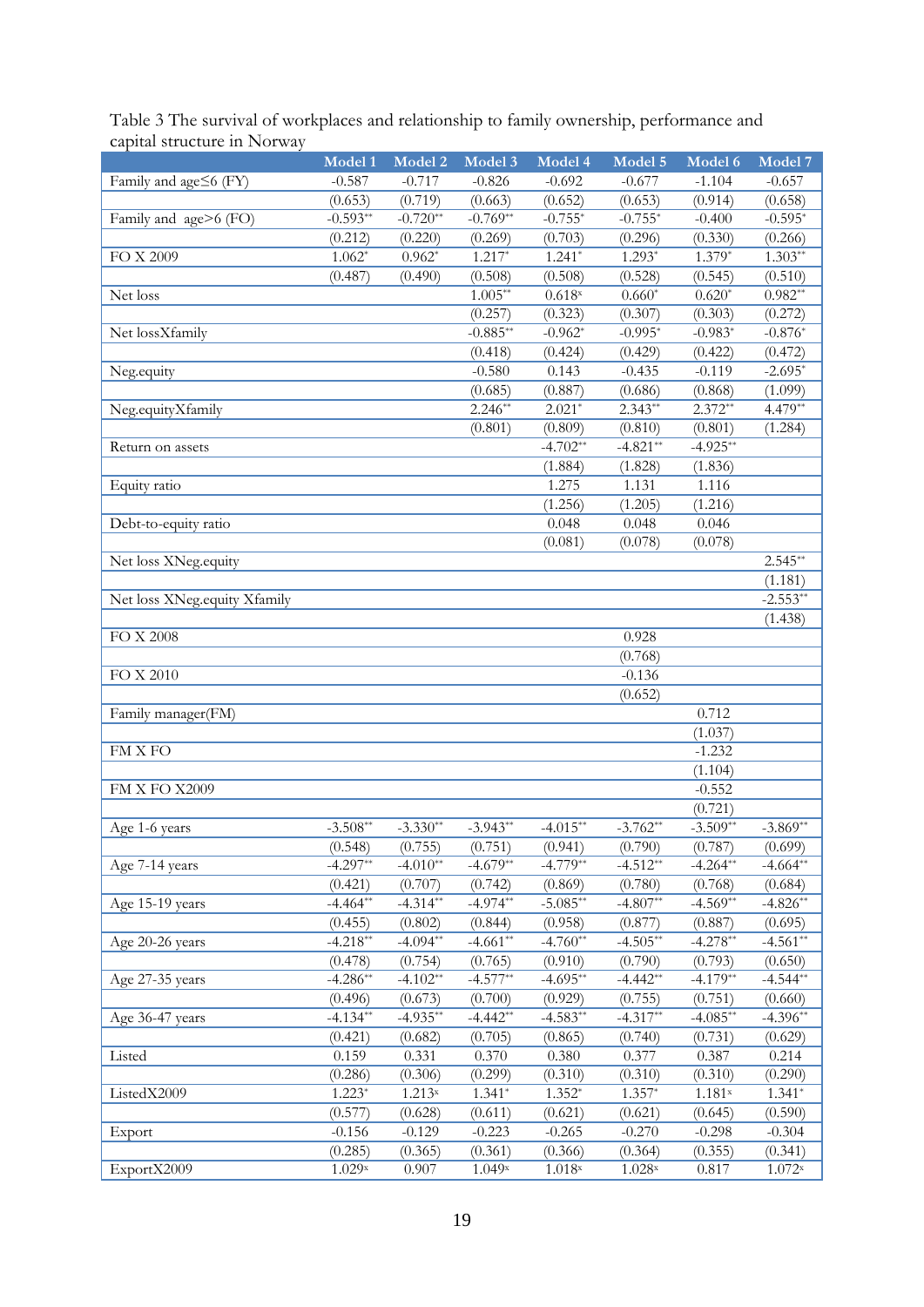Table 3 The survival of workplaces and relationship to family ownership, performance and capital structure in Norway

| | Model 1 | Model 2 | Model 3 | Model 4 | Model 5 | Model 6 | Model 7 |
|---|---|---|---|---|---|---|---|
| Family and age≤6 (FY) | -0.587 | -0.717 | -0.826 | -0.692 | -0.677 | -1.104 | -0.657 |
| | (0.653) | (0.719) | (0.663) | (0.652) | (0.653) | (0.914) | (0.658) |
| Family and age>6 (FO) | -0.593** | -0.720** | -0.769** | -0.755* | -0.755* | -0.400 | -0.595* |
| | (0.212) | (0.220) | (0.269) | (0.703) | (0.296) | (0.330) | (0.266) |
| FO X 2009 | 1.062* | 0.962* | 1.217* | 1.241* | 1.293* | 1.379* | 1.303** |
| | (0.487) | (0.490) | (0.508) | (0.508) | (0.528) | (0.545) | (0.510) |
| Net loss | | | 1.005** | 0.618x | 0.660* | 0.620* | 0.982** |
| | | | (0.257) | (0.323) | (0.307) | (0.303) | (0.272) |
| Net lossXfamily | | | -0.885** | -0.962* | -0.995* | -0.983* | -0.876* |
| | | | (0.418) | (0.424) | (0.429) | (0.422) | (0.472) |
| Neg.equity | | | -0.580 | 0.143 | -0.435 | -0.119 | -2.695* |
| | | | (0.685) | (0.887) | (0.686) | (0.868) | (1.099) |
| Neg.equityXfamily | | | 2.246** | 2.021* | 2.343** | 2.372** | 4.479** |
| | | | (0.801) | (0.809) | (0.810) | (0.801) | (1.284) |
| Return on assets | | | | -4.702** | -4.821** | -4.925** | |
| | | | | (1.884) | (1.828) | (1.836) | |
| Equity ratio | | | | 1.275 | 1.131 | 1.116 | |
| | | | | (1.256) | (1.205) | (1.216) | |
| Debt-to-equity ratio | | | | 0.048 | 0.048 | 0.046 | |
| | | | | (0.081) | (0.078) | (0.078) | |
| Net loss XNeg.equity | | | | | | | 2.545** |
| | | | | | | | (1.181) |
| Net loss XNeg.equity Xfamily | | | | | | | -2.553** |
| | | | | | | | (1.438) |
| FO X 2008 | | | | | 0.928 | | |
| | | | | | (0.768) | | |
| FO X 2010 | | | | | -0.136 | | |
| | | | | | (0.652) | | |
| Family manager(FM) | | | | | | 0.712 | |
| | | | | | | (1.037) | |
| FM X FO | | | | | | -1.232 | |
| | | | | | | (1.104) | |
| FM X FO X2009 | | | | | | -0.552 | |
| | | | | | | (0.721) | |
| Age 1-6 years | -3.508** | -3.330** | -3.943** | -4.015** | -3.762** | -3.509** | -3.869** |
| | (0.548) | (0.755) | (0.751) | (0.941) | (0.790) | (0.787) | (0.699) |
| Age 7-14 years | -4.297** | -4.010** | -4.679** | -4.779** | -4.512** | -4.264** | -4.664** |
| | (0.421) | (0.707) | (0.742) | (0.869) | (0.780) | (0.768) | (0.684) |
| Age 15-19 years | -4.464** | -4.314** | -4.974** | -5.085** | -4.807** | -4.569** | -4.826** |
| | (0.455) | (0.802) | (0.844) | (0.958) | (0.877) | (0.887) | (0.695) |
| Age 20-26 years | -4.218** | -4.094** | -4.661** | -4.760** | -4.505** | -4.278** | -4.561** |
| | (0.478) | (0.754) | (0.765) | (0.910) | (0.790) | (0.793) | (0.650) |
| Age 27-35 years | -4.286** | -4.102** | -4.577** | -4.695** | -4.442** | -4.179** | -4.544** |
| | (0.496) | (0.673) | (0.700) | (0.929) | (0.755) | (0.751) | (0.660) |
| Age 36-47 years | -4.134** | -4.935** | -4.442** | -4.583** | -4.317** | -4.085** | -4.396** |
| | (0.421) | (0.682) | (0.705) | (0.865) | (0.740) | (0.731) | (0.629) |
| Listed | 0.159 | 0.331 | 0.370 | 0.380 | 0.377 | 0.387 | 0.214 |
| | (0.286) | (0.306) | (0.299) | (0.310) | (0.310) | (0.310) | (0.290) |
| ListedX2009 | 1.223* | 1.213x | 1.341* | 1.352* | 1.357* | 1.181x | 1.341* |
| | (0.577) | (0.628) | (0.611) | (0.621) | (0.621) | (0.645) | (0.590) |
| Export | -0.156 | -0.129 | -0.223 | -0.265 | -0.270 | -0.298 | -0.304 |
| | (0.285) | (0.365) | (0.361) | (0.366) | (0.364) | (0.355) | (0.341) |
| ExportX2009 | 1.029x | 0.907 | 1.049x | 1.018x | 1.028x | 0.817 | 1.072x |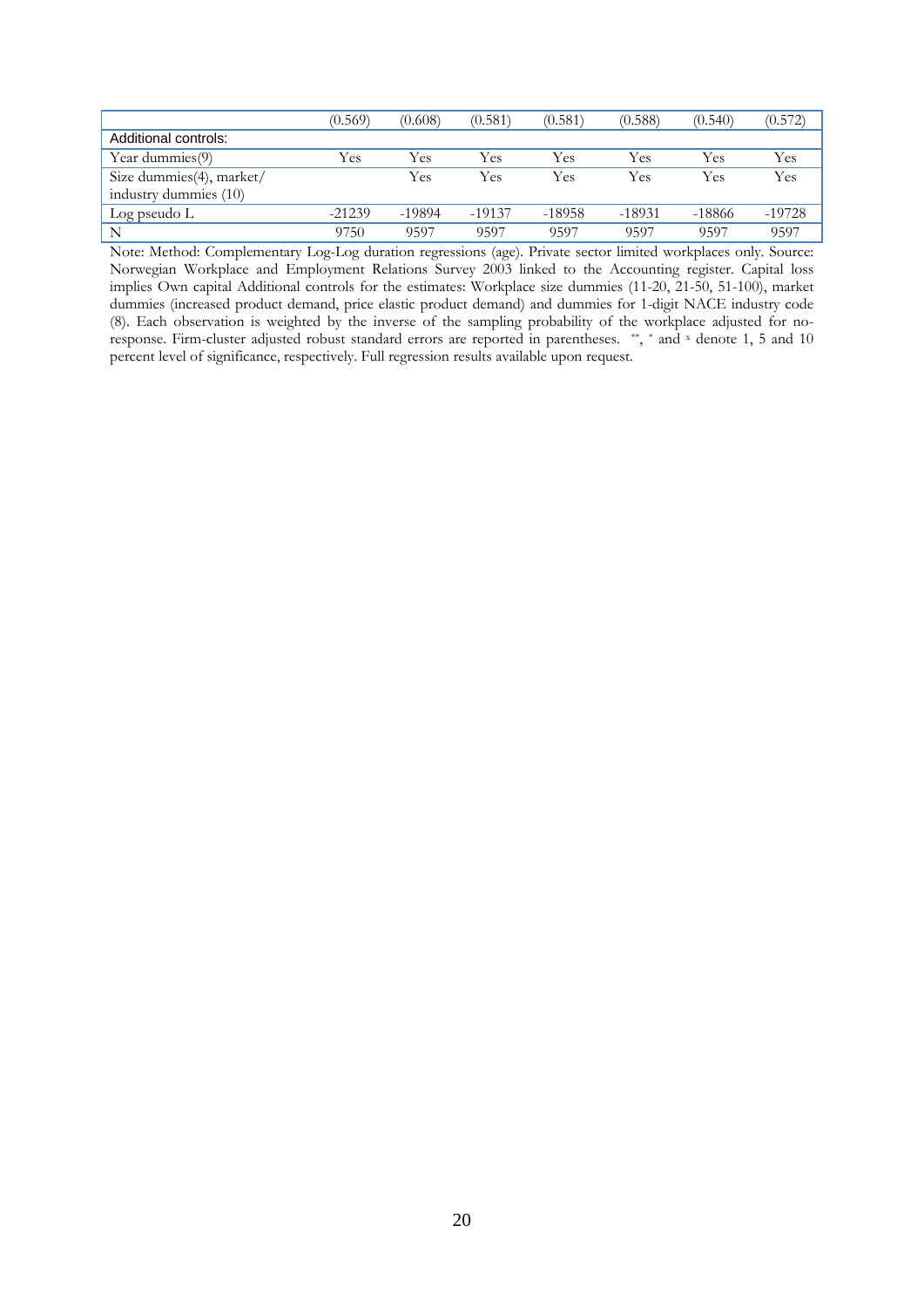| | | | | | | | |
|---|---|---|---|---|---|---|---|
| | (0.569) | (0.608) | (0.581) | (0.581) | (0.588) | (0.540) | (0.572) |
| Additional controls: | | | | | | | |
| Year dummies(9) | Yes | Yes | Yes | Yes | Yes | Yes | Yes |
| Size dummies(4), market/ industry dummies (10) | | Yes | Yes | Yes | Yes | Yes | Yes |
| Log pseudo L | -21239 | -19894 | -19137 | -18958 | -18931 | -18866 | -19728 |
| N | 9750 | 9597 | 9597 | 9597 | 9597 | 9597 | 9597 |

Note: Method: Complementary Log-Log duration regressions (age). Private sector limited workplaces only. Source: Norwegian Workplace and Employment Relations Survey 2003 linked to the Accounting register. Capital loss implies Own capital Additional controls for the estimates: Workplace size dummies (11-20, 21-50, 51-100), market dummies (increased product demand, price elastic product demand) and dummies for 1-digit NACE industry code (8). Each observation is weighted by the inverse of the sampling probability of the workplace adjusted for no-response. Firm-cluster adjusted robust standard errors are reported in parentheses. **, * and x denote 1, 5 and 10 percent level of significance, respectively. Full regression results available upon request.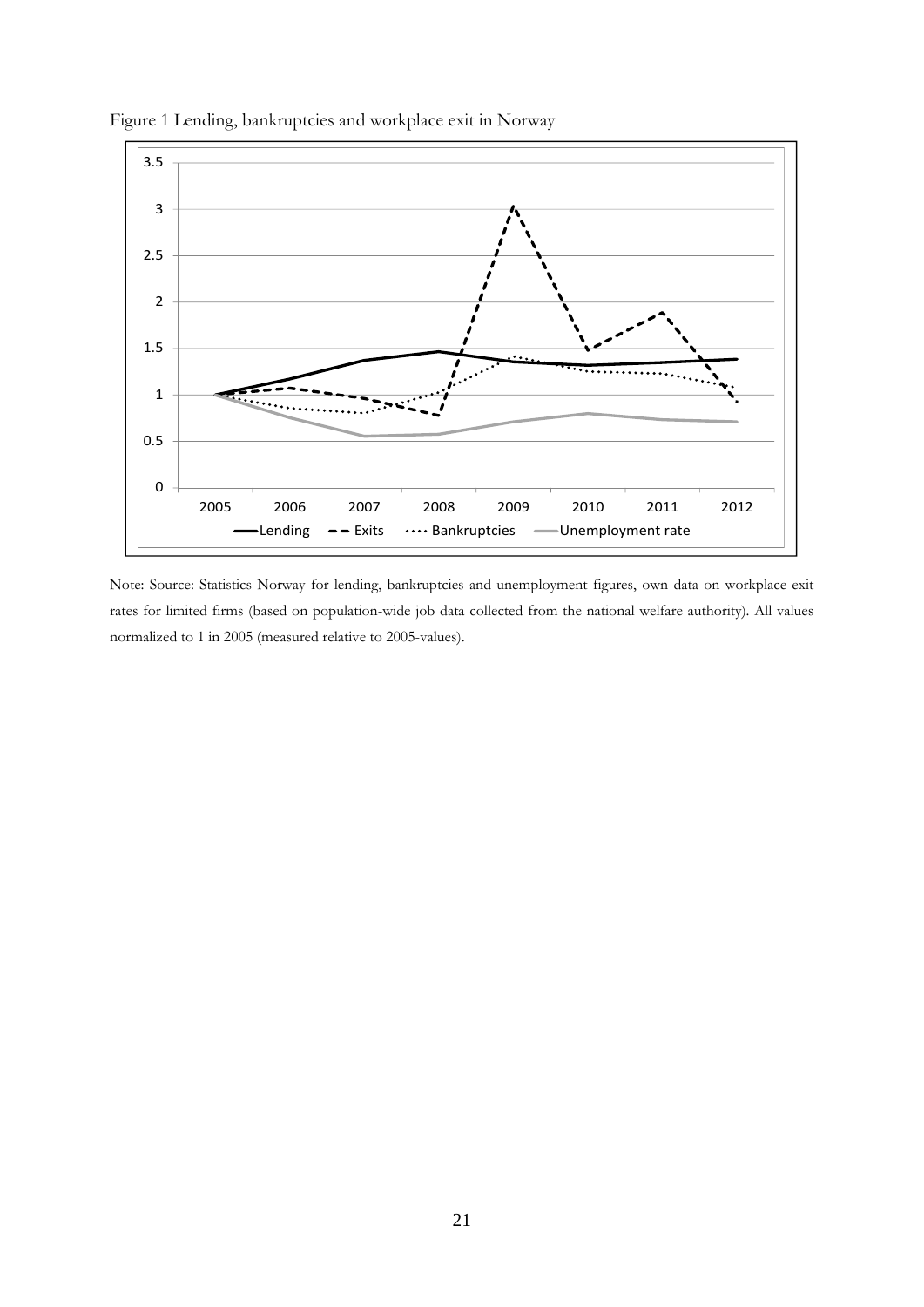Figure 1 Lending, bankruptcies and workplace exit in Norway

Note: Source: Statistics Norway for lending, bankruptcies and unemployment figures, own data on workplace exit rates for limited firms (based on population-wide job data collected from the national welfare authority). All values normalized to 1 in 2005 (measured relative to 2005-values).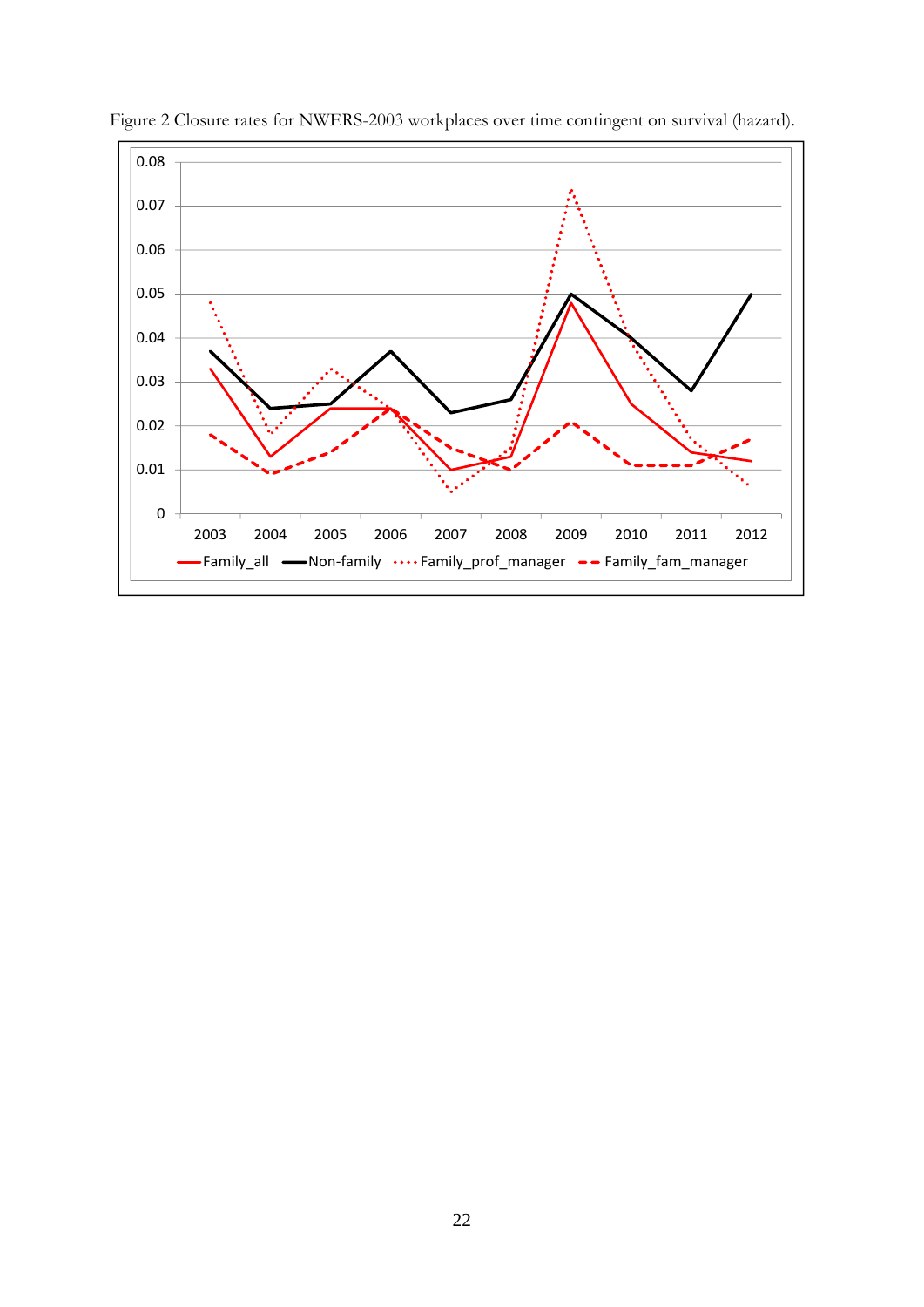Figure 2 Closure rates for NWERS-2003 workplaces over time contingent on survival (hazard).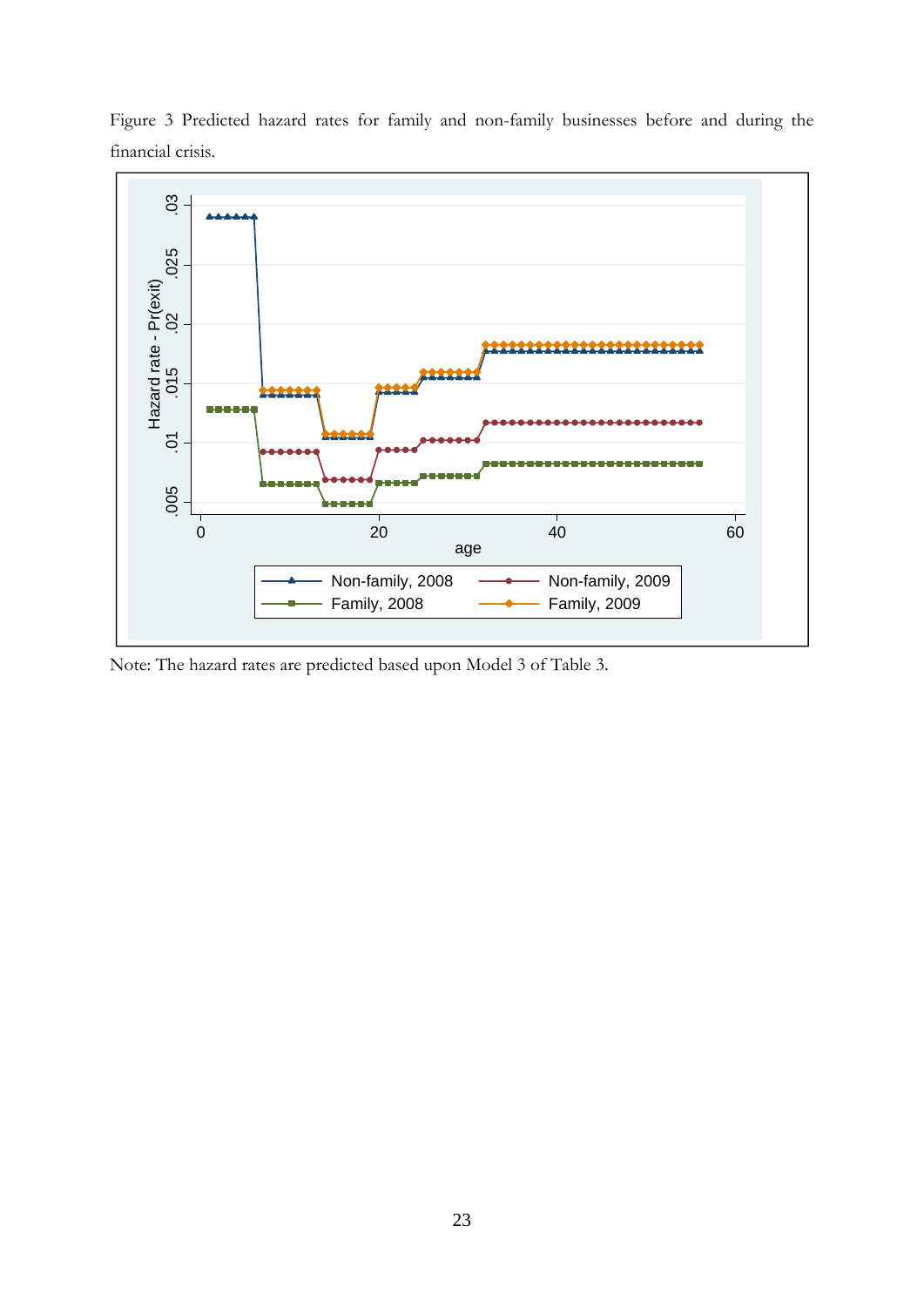Figure 3 Predicted hazard rates for family and non-family businesses before and during the financial crisis.

Note: The hazard rates are predicted based upon Model 3 of Table 3.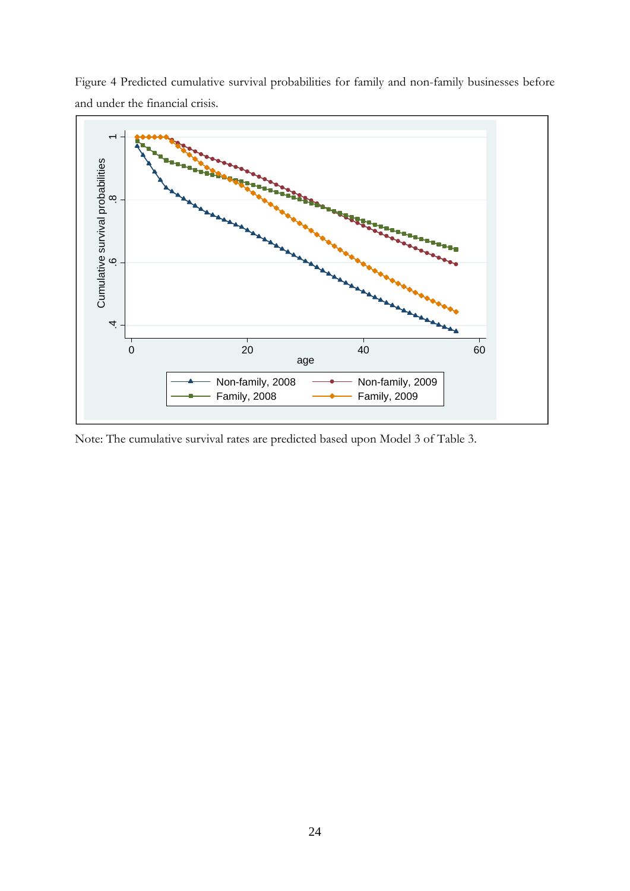Figure 4 Predicted cumulative survival probabilities for family and non-family businesses before and under the financial crisis.

Cumulative survival probabilities

1

.8

.6

.4

0

20

40

60

age

Non-family, 2008

Non-family, 2009

Family, 2008

Family, 2009

Note: The cumulative survival rates are predicted based upon Model 3 of Table 3.